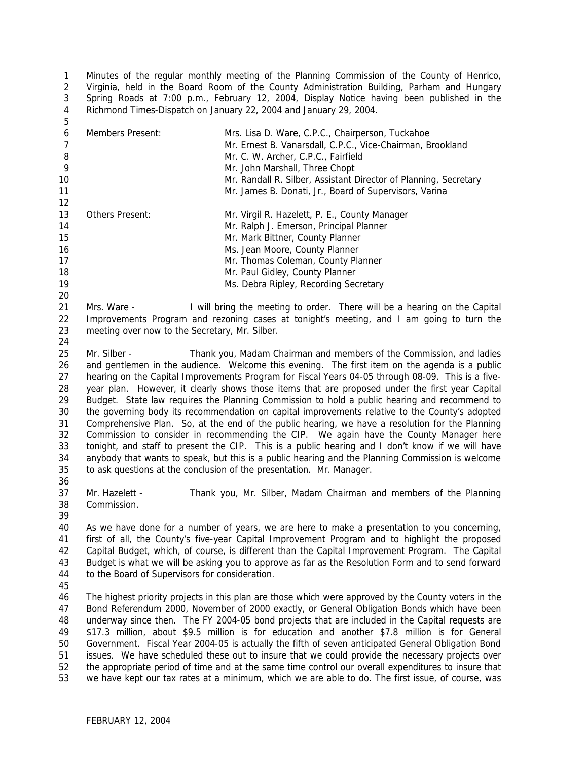Minutes of the regular monthly meeting of the Planning Commission of the County of Henrico, Virginia, held in the Board Room of the County Administration Building, Parham and Hungary Spring Roads at 7:00 p.m., February 12, 2004, Display Notice having been published in the Richmond Times-Dispatch on January 22, 2004 and January 29, 2004.

| | |
|---|---|
| Members Present: | Mrs. Lisa D. Ware, C.P.C., Chairperson, Tuckahoe |
| | Mr. Ernest B. Vanarsdall, C.P.C., Vice-Chairman, Brookland |
| | Mr. C. W. Archer, C.P.C., Fairfield |
| | Mr. John Marshall, Three Chopt |
| | Mr. Randall R. Silber, Assistant Director of Planning, Secretary |
| | Mr. James B. Donati, Jr., Board of Supervisors, Varina |
| Others Present: | Mr. Virgil R. Hazelett, P. E., County Manager |
| | Mr. Ralph J. Emerson, Principal Planner |
| | Mr. Mark Bittner, County Planner |
| | Ms. Jean Moore, County Planner |
| | Mr. Thomas Coleman, County Planner |
| | Mr. Paul Gidley, County Planner |
| | Ms. Debra Ripley, Recording Secretary |

Mrs. Ware - I will bring the meeting to order. There will be a hearing on the Capital Improvements Program and rezoning cases at tonight's meeting, and I am going to turn the meeting over now to the Secretary, Mr. Silber.

Mr. Silber - Thank you, Madam Chairman and members of the Commission, and ladies and gentlemen in the audience. Welcome this evening. The first item on the agenda is a public hearing on the Capital Improvements Program for Fiscal Years 04-05 through 08-09. This is a five-year plan. However, it clearly shows those items that are proposed under the first year Capital Budget. State law requires the Planning Commission to hold a public hearing and recommend to the governing body its recommendation on capital improvements relative to the County's adopted Comprehensive Plan. So, at the end of the public hearing, we have a resolution for the Planning Commission to consider in recommending the CIP. We again have the County Manager here tonight, and staff to present the CIP. This is a public hearing and I don't know if we will have anybody that wants to speak, but this is a public hearing and the Planning Commission is welcome to ask questions at the conclusion of the presentation. Mr. Manager.

Mr. Hazelett - Thank you, Mr. Silber, Madam Chairman and members of the Planning Commission.

As we have done for a number of years, we are here to make a presentation to you concerning, first of all, the County's five-year Capital Improvement Program and to highlight the proposed Capital Budget, which, of course, is different than the Capital Improvement Program. The Capital Budget is what we will be asking you to approve as far as the Resolution Form and to send forward to the Board of Supervisors for consideration.

The highest priority projects in this plan are those which were approved by the County voters in the Bond Referendum 2000, November of 2000 exactly, or General Obligation Bonds which have been underway since then. The FY 2004-05 bond projects that are included in the Capital requests are $17.3 million, about $9.5 million is for education and another $7.8 million is for General Government. Fiscal Year 2004-05 is actually the fifth of seven anticipated General Obligation Bond issues. We have scheduled these out to insure that we could provide the necessary projects over the appropriate period of time and at the same time control our overall expenditures to insure that we have kept our tax rates at a minimum, which we are able to do. The first issue, of course, was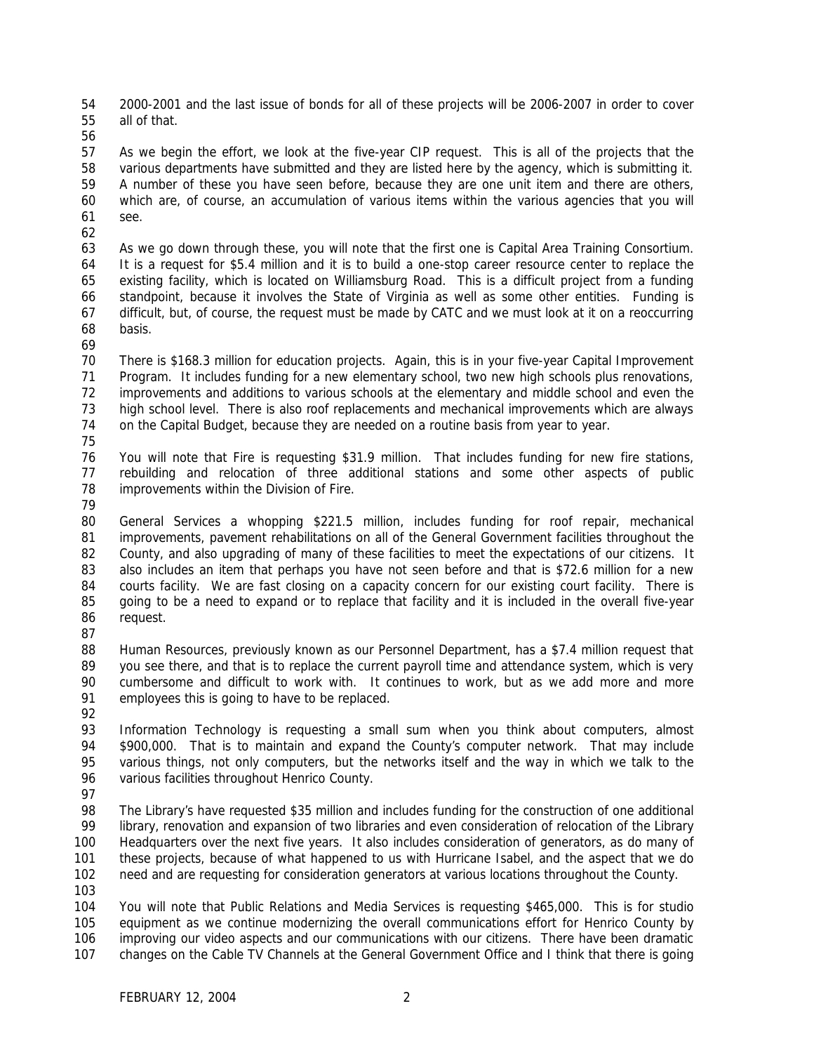2000-2001 and the last issue of bonds for all of these projects will be 2006-2007 in order to cover all of that.

As we begin the effort, we look at the five-year CIP request. This is all of the projects that the various departments have submitted and they are listed here by the agency, which is submitting it. A number of these you have seen before, because they are one unit item and there are others, which are, of course, an accumulation of various items within the various agencies that you will see.

As we go down through these, you will note that the first one is Capital Area Training Consortium. It is a request for $5.4 million and it is to build a one-stop career resource center to replace the existing facility, which is located on Williamsburg Road. This is a difficult project from a funding standpoint, because it involves the State of Virginia as well as some other entities. Funding is difficult, but, of course, the request must be made by CATC and we must look at it on a reoccurring basis.

There is $168.3 million for education projects. Again, this is in your five-year Capital Improvement Program. It includes funding for a new elementary school, two new high schools plus renovations, improvements and additions to various schools at the elementary and middle school and even the high school level. There is also roof replacements and mechanical improvements which are always on the Capital Budget, because they are needed on a routine basis from year to year.

You will note that Fire is requesting $31.9 million. That includes funding for new fire stations, rebuilding and relocation of three additional stations and some other aspects of public improvements within the Division of Fire.

General Services a whopping $221.5 million, includes funding for roof repair, mechanical improvements, pavement rehabilitations on all of the General Government facilities throughout the County, and also upgrading of many of these facilities to meet the expectations of our citizens. It also includes an item that perhaps you have not seen before and that is $72.6 million for a new courts facility. We are fast closing on a capacity concern for our existing court facility. There is going to be a need to expand or to replace that facility and it is included in the overall five-year request.

Human Resources, previously known as our Personnel Department, has a $7.4 million request that you see there, and that is to replace the current payroll time and attendance system, which is very cumbersome and difficult to work with. It continues to work, but as we add more and more employees this is going to have to be replaced.

Information Technology is requesting a small sum when you think about computers, almost $900,000. That is to maintain and expand the County's computer network. That may include various things, not only computers, but the networks itself and the way in which we talk to the various facilities throughout Henrico County.

The Library's have requested $35 million and includes funding for the construction of one additional library, renovation and expansion of two libraries and even consideration of relocation of the Library Headquarters over the next five years. It also includes consideration of generators, as do many of these projects, because of what happened to us with Hurricane Isabel, and the aspect that we do need and are requesting for consideration generators at various locations throughout the County.

You will note that Public Relations and Media Services is requesting $465,000. This is for studio equipment as we continue modernizing the overall communications effort for Henrico County by improving our video aspects and our communications with our citizens. There have been dramatic changes on the Cable TV Channels at the General Government Office and I think that there is going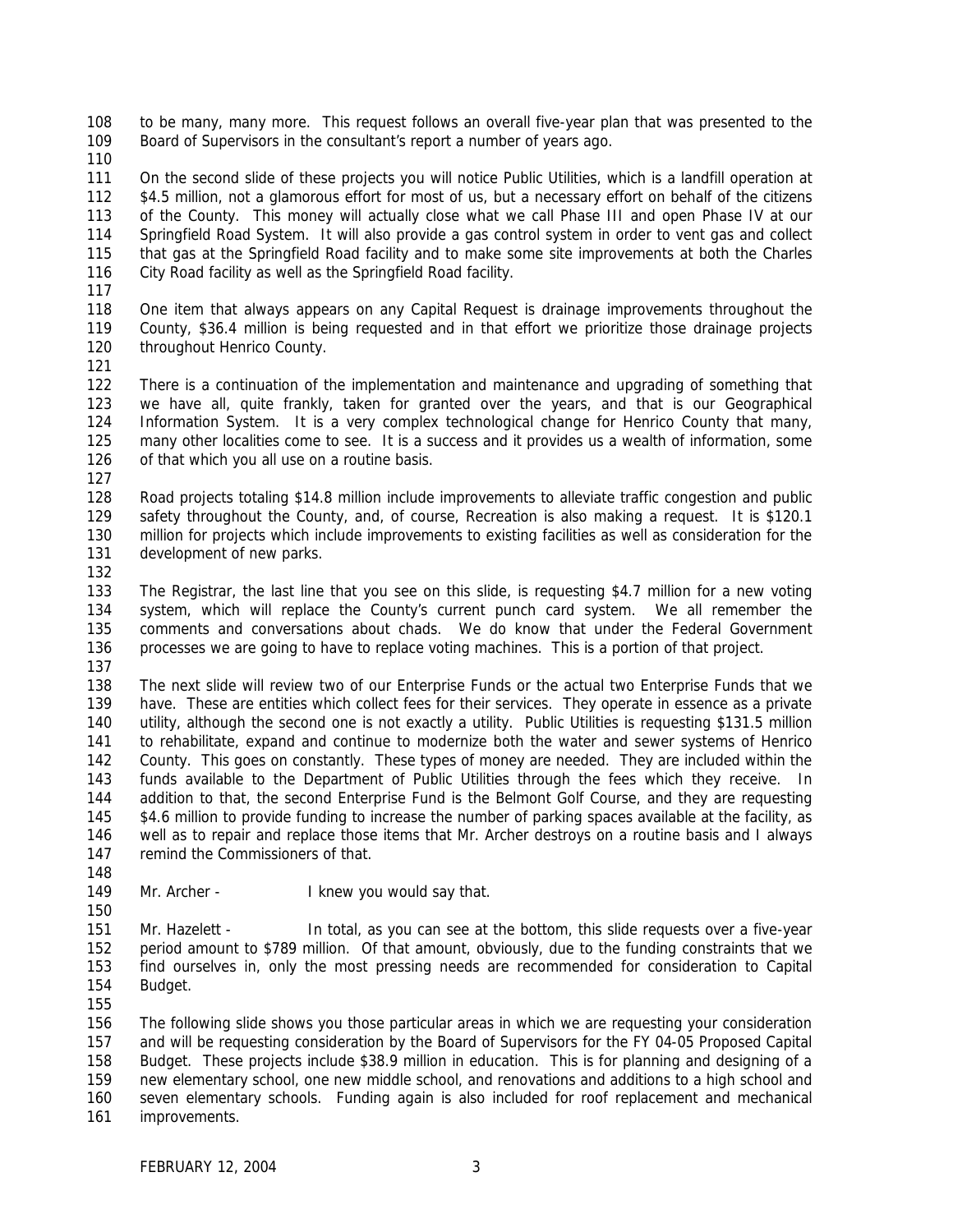to be many, many more. This request follows an overall five-year plan that was presented to the Board of Supervisors in the consultant's report a number of years ago.

On the second slide of these projects you will notice Public Utilities, which is a landfill operation at $4.5 million, not a glamorous effort for most of us, but a necessary effort on behalf of the citizens of the County. This money will actually close what we call Phase III and open Phase IV at our Springfield Road System. It will also provide a gas control system in order to vent gas and collect that gas at the Springfield Road facility and to make some site improvements at both the Charles City Road facility as well as the Springfield Road facility.

One item that always appears on any Capital Request is drainage improvements throughout the County, $36.4 million is being requested and in that effort we prioritize those drainage projects throughout Henrico County.

There is a continuation of the implementation and maintenance and upgrading of something that we have all, quite frankly, taken for granted over the years, and that is our Geographical Information System. It is a very complex technological change for Henrico County that many, many other localities come to see. It is a success and it provides us a wealth of information, some of that which you all use on a routine basis.

Road projects totaling $14.8 million include improvements to alleviate traffic congestion and public safety throughout the County, and, of course, Recreation is also making a request. It is $120.1 million for projects which include improvements to existing facilities as well as consideration for the development of new parks.

The Registrar, the last line that you see on this slide, is requesting $4.7 million for a new voting system, which will replace the County's current punch card system. We all remember the comments and conversations about chads. We do know that under the Federal Government processes we are going to have to replace voting machines. This is a portion of that project.

The next slide will review two of our Enterprise Funds or the actual two Enterprise Funds that we have. These are entities which collect fees for their services. They operate in essence as a private utility, although the second one is not exactly a utility. Public Utilities is requesting $131.5 million to rehabilitate, expand and continue to modernize both the water and sewer systems of Henrico County. This goes on constantly. These types of money are needed. They are included within the funds available to the Department of Public Utilities through the fees which they receive. In addition to that, the second Enterprise Fund is the Belmont Golf Course, and they are requesting $4.6 million to provide funding to increase the number of parking spaces available at the facility, as well as to repair and replace those items that Mr. Archer destroys on a routine basis and I always remind the Commissioners of that.

Mr. Archer - I knew you would say that.

Mr. Hazelett - In total, as you can see at the bottom, this slide requests over a five-year period amount to $789 million. Of that amount, obviously, due to the funding constraints that we find ourselves in, only the most pressing needs are recommended for consideration to Capital Budget.

The following slide shows you those particular areas in which we are requesting your consideration and will be requesting consideration by the Board of Supervisors for the FY 04-05 Proposed Capital Budget. These projects include $38.9 million in education. This is for planning and designing of a new elementary school, one new middle school, and renovations and additions to a high school and seven elementary schools. Funding again is also included for roof replacement and mechanical improvements.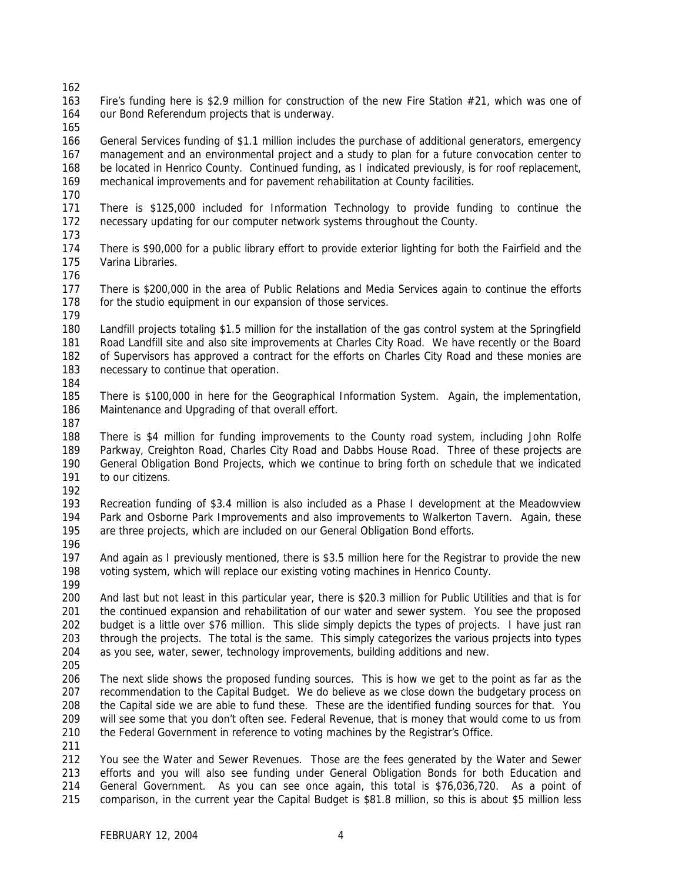Fire's funding here is $2.9 million for construction of the new Fire Station #21, which was one of our Bond Referendum projects that is underway.

General Services funding of $1.1 million includes the purchase of additional generators, emergency management and an environmental project and a study to plan for a future convocation center to be located in Henrico County. Continued funding, as I indicated previously, is for roof replacement, mechanical improvements and for pavement rehabilitation at County facilities.

There is $125,000 included for Information Technology to provide funding to continue the necessary updating for our computer network systems throughout the County.

There is $90,000 for a public library effort to provide exterior lighting for both the Fairfield and the Varina Libraries.

There is $200,000 in the area of Public Relations and Media Services again to continue the efforts for the studio equipment in our expansion of those services.

Landfill projects totaling $1.5 million for the installation of the gas control system at the Springfield Road Landfill site and also site improvements at Charles City Road. We have recently or the Board of Supervisors has approved a contract for the efforts on Charles City Road and these monies are necessary to continue that operation.

There is $100,000 in here for the Geographical Information System. Again, the implementation, Maintenance and Upgrading of that overall effort.

There is $4 million for funding improvements to the County road system, including John Rolfe Parkway, Creighton Road, Charles City Road and Dabbs House Road. Three of these projects are General Obligation Bond Projects, which we continue to bring forth on schedule that we indicated to our citizens.

Recreation funding of $3.4 million is also included as a Phase I development at the Meadowview Park and Osborne Park Improvements and also improvements to Walkerton Tavern. Again, these are three projects, which are included on our General Obligation Bond efforts.

And again as I previously mentioned, there is $3.5 million here for the Registrar to provide the new voting system, which will replace our existing voting machines in Henrico County.

And last but not least in this particular year, there is $20.3 million for Public Utilities and that is for the continued expansion and rehabilitation of our water and sewer system. You see the proposed budget is a little over $76 million. This slide simply depicts the types of projects. I have just ran through the projects. The total is the same. This simply categorizes the various projects into types as you see, water, sewer, technology improvements, building additions and new.

The next slide shows the proposed funding sources. This is how we get to the point as far as the recommendation to the Capital Budget. We do believe as we close down the budgetary process on the Capital side we are able to fund these. These are the identified funding sources for that. You will see some that you don't often see. Federal Revenue, that is money that would come to us from the Federal Government in reference to voting machines by the Registrar's Office.

You see the Water and Sewer Revenues. Those are the fees generated by the Water and Sewer efforts and you will also see funding under General Obligation Bonds for both Education and General Government. As you can see once again, this total is $76,036,720. As a point of comparison, in the current year the Capital Budget is $81.8 million, so this is about $5 million less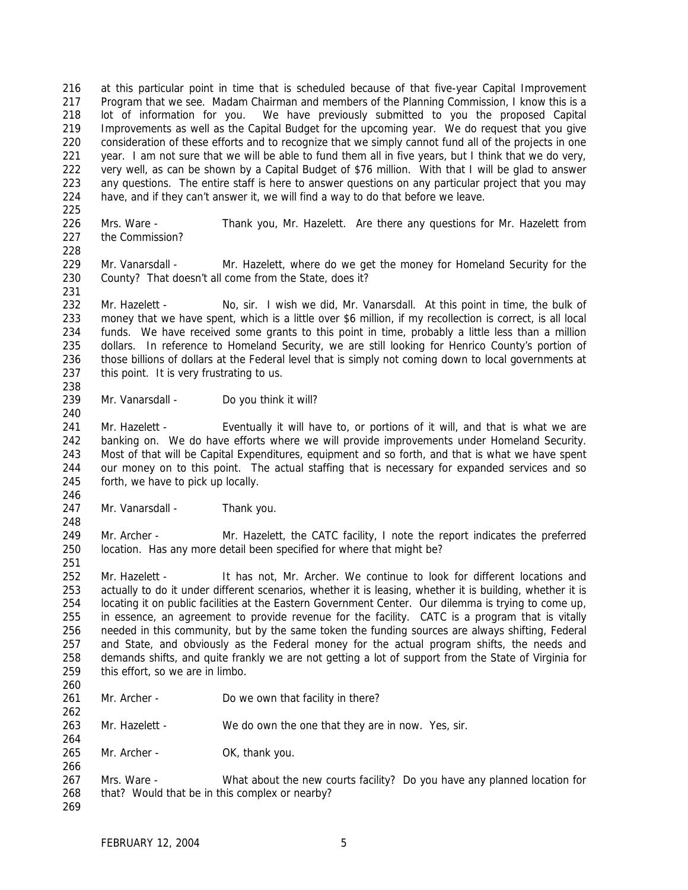at this particular point in time that is scheduled because of that five-year Capital Improvement Program that we see. Madam Chairman and members of the Planning Commission, I know this is a lot of information for you. We have previously submitted to you the proposed Capital Improvements as well as the Capital Budget for the upcoming year. We do request that you give consideration of these efforts and to recognize that we simply cannot fund all of the projects in one year. I am not sure that we will be able to fund them all in five years, but I think that we do very, very well, as can be shown by a Capital Budget of $76 million. With that I will be glad to answer any questions. The entire staff is here to answer questions on any particular project that you may have, and if they can't answer it, we will find a way to do that before we leave.

Mrs. Ware - Thank you, Mr. Hazelett. Are there any questions for Mr. Hazelett from the Commission?

Mr. Vanarsdall - Mr. Hazelett, where do we get the money for Homeland Security for the County? That doesn't all come from the State, does it?

Mr. Hazelett - No, sir. I wish we did, Mr. Vanarsdall. At this point in time, the bulk of money that we have spent, which is a little over $6 million, if my recollection is correct, is all local funds. We have received some grants to this point in time, probably a little less than a million dollars. In reference to Homeland Security, we are still looking for Henrico County's portion of those billions of dollars at the Federal level that is simply not coming down to local governments at this point. It is very frustrating to us.

Mr. Vanarsdall - Do you think it will?

Mr. Hazelett - Eventually it will have to, or portions of it will, and that is what we are banking on. We do have efforts where we will provide improvements under Homeland Security. Most of that will be Capital Expenditures, equipment and so forth, and that is what we have spent our money on to this point. The actual staffing that is necessary for expanded services and so forth, we have to pick up locally.

Mr. Vanarsdall - Thank you.

Mr. Archer - Mr. Hazelett, the CATC facility, I note the report indicates the preferred location. Has any more detail been specified for where that might be?

Mr. Hazelett - It has not, Mr. Archer. We continue to look for different locations and actually to do it under different scenarios, whether it is leasing, whether it is building, whether it is locating it on public facilities at the Eastern Government Center. Our dilemma is trying to come up, in essence, an agreement to provide revenue for the facility. CATC is a program that is vitally needed in this community, but by the same token the funding sources are always shifting, Federal and State, and obviously as the Federal money for the actual program shifts, the needs and demands shifts, and quite frankly we are not getting a lot of support from the State of Virginia for this effort, so we are in limbo.

Mr. Archer - Do we own that facility in there?

Mr. Hazelett - We do own the one that they are in now. Yes, sir.

Mr. Archer - OK, thank you.

Mrs. Ware - What about the new courts facility? Do you have any planned location for that? Would that be in this complex or nearby?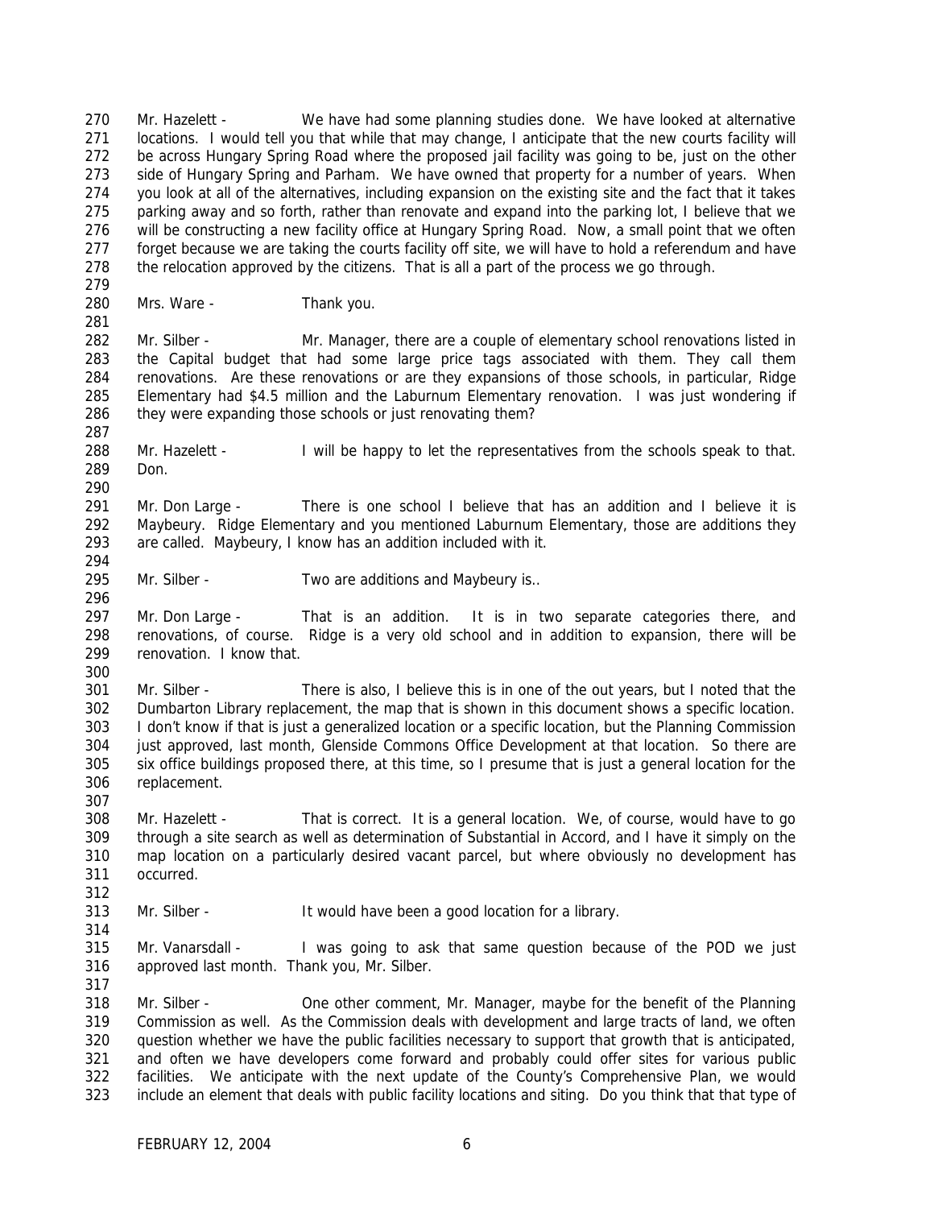Mr. Hazelett - We have had some planning studies done. We have looked at alternative locations. I would tell you that while that may change, I anticipate that the new courts facility will be across Hungary Spring Road where the proposed jail facility was going to be, just on the other side of Hungary Spring and Parham. We have owned that property for a number of years. When you look at all of the alternatives, including expansion on the existing site and the fact that it takes parking away and so forth, rather than renovate and expand into the parking lot, I believe that we will be constructing a new facility office at Hungary Spring Road. Now, a small point that we often forget because we are taking the courts facility off site, we will have to hold a referendum and have the relocation approved by the citizens. That is all a part of the process we go through.

Mrs. Ware - Thank you.

Mr. Silber - Mr. Manager, there are a couple of elementary school renovations listed in the Capital budget that had some large price tags associated with them. They call them renovations. Are these renovations or are they expansions of those schools, in particular, Ridge Elementary had $4.5 million and the Laburnum Elementary renovation. I was just wondering if they were expanding those schools or just renovating them?

Mr. Hazelett - I will be happy to let the representatives from the schools speak to that. Don.

Mr. Don Large - There is one school I believe that has an addition and I believe it is Maybeury. Ridge Elementary and you mentioned Laburnum Elementary, those are additions they are called. Maybeury, I know has an addition included with it.

Mr. Silber - Two are additions and Maybeury is..

Mr. Don Large - That is an addition. It is in two separate categories there, and renovations, of course. Ridge is a very old school and in addition to expansion, there will be renovation. I know that.

Mr. Silber - There is also, I believe this is in one of the out years, but I noted that the Dumbarton Library replacement, the map that is shown in this document shows a specific location. I don't know if that is just a generalized location or a specific location, but the Planning Commission just approved, last month, Glenside Commons Office Development at that location. So there are six office buildings proposed there, at this time, so I presume that is just a general location for the replacement.

Mr. Hazelett - That is correct. It is a general location. We, of course, would have to go through a site search as well as determination of Substantial in Accord, and I have it simply on the map location on a particularly desired vacant parcel, but where obviously no development has occurred.

Mr. Silber - It would have been a good location for a library.

Mr. Vanarsdall - I was going to ask that same question because of the POD we just approved last month. Thank you, Mr. Silber.

Mr. Silber - One other comment, Mr. Manager, maybe for the benefit of the Planning Commission as well. As the Commission deals with development and large tracts of land, we often question whether we have the public facilities necessary to support that growth that is anticipated, and often we have developers come forward and probably could offer sites for various public facilities. We anticipate with the next update of the County's Comprehensive Plan, we would include an element that deals with public facility locations and siting. Do you think that that type of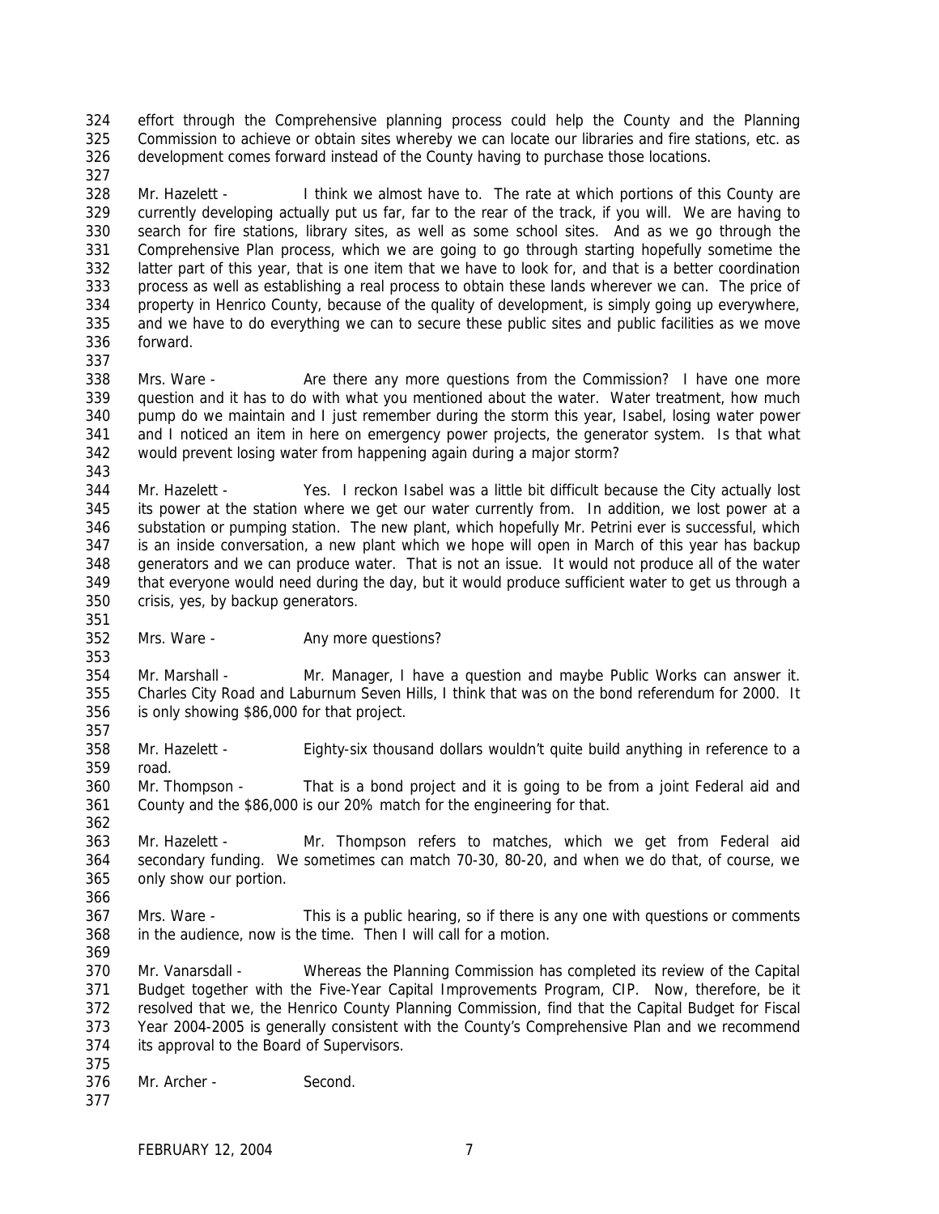effort through the Comprehensive planning process could help the County and the Planning Commission to achieve or obtain sites whereby we can locate our libraries and fire stations, etc. as development comes forward instead of the County having to purchase those locations.

Mr. Hazelett - I think we almost have to. The rate at which portions of this County are currently developing actually put us far, far to the rear of the track, if you will. We are having to search for fire stations, library sites, as well as some school sites. And as we go through the Comprehensive Plan process, which we are going to go through starting hopefully sometime the latter part of this year, that is one item that we have to look for, and that is a better coordination process as well as establishing a real process to obtain these lands wherever we can. The price of property in Henrico County, because of the quality of development, is simply going up everywhere, and we have to do everything we can to secure these public sites and public facilities as we move forward.

Mrs. Ware - Are there any more questions from the Commission? I have one more question and it has to do with what you mentioned about the water. Water treatment, how much pump do we maintain and I just remember during the storm this year, Isabel, losing water power and I noticed an item in here on emergency power projects, the generator system. Is that what would prevent losing water from happening again during a major storm?

Mr. Hazelett - Yes. I reckon Isabel was a little bit difficult because the City actually lost its power at the station where we get our water currently from. In addition, we lost power at a substation or pumping station. The new plant, which hopefully Mr. Petrini ever is successful, which is an inside conversation, a new plant which we hope will open in March of this year has backup generators and we can produce water. That is not an issue. It would not produce all of the water that everyone would need during the day, but it would produce sufficient water to get us through a crisis, yes, by backup generators.

Mrs. Ware - Any more questions?

Mr. Marshall - Mr. Manager, I have a question and maybe Public Works can answer it. Charles City Road and Laburnum Seven Hills, I think that was on the bond referendum for 2000. It is only showing $86,000 for that project.

Mr. Hazelett - Eighty-six thousand dollars wouldn't quite build anything in reference to a road.

Mr. Thompson - That is a bond project and it is going to be from a joint Federal aid and County and the $86,000 is our 20% match for the engineering for that.

Mr. Hazelett - Mr. Thompson refers to matches, which we get from Federal aid secondary funding. We sometimes can match 70-30, 80-20, and when we do that, of course, we only show our portion.

Mrs. Ware - This is a public hearing, so if there is any one with questions or comments in the audience, now is the time. Then I will call for a motion.

Mr. Vanarsdall - Whereas the Planning Commission has completed its review of the Capital Budget together with the Five-Year Capital Improvements Program, CIP. Now, therefore, be it resolved that we, the Henrico County Planning Commission, find that the Capital Budget for Fiscal Year 2004-2005 is generally consistent with the County's Comprehensive Plan and we recommend its approval to the Board of Supervisors.

Mr. Archer - Second.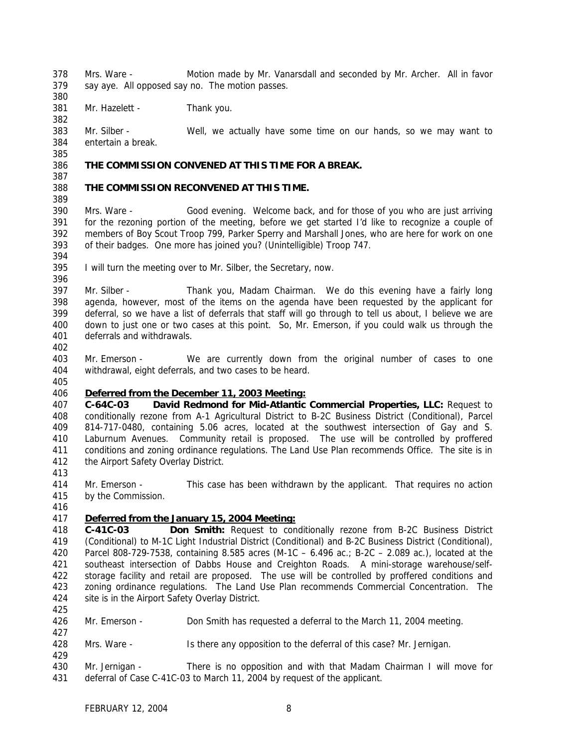Mrs. Ware - Motion made by Mr. Vanarsdall and seconded by Mr. Archer. All in favor say aye. All opposed say no. The motion passes.

Mr. Hazelett - Thank you.

Mr. Silber - Well, we actually have some time on our hands, so we may want to entertain a break.

**THE COMMISSION CONVENED AT THIS TIME FOR A BREAK.**

**THE COMMISSION RECONVENED AT THIS TIME.**

Mrs. Ware - Good evening. Welcome back, and for those of you who are just arriving for the rezoning portion of the meeting, before we get started I'd like to recognize a couple of members of Boy Scout Troop 799, Parker Sperry and Marshall Jones, who are here for work on one of their badges. One more has joined you? (Unintelligible) Troop 747.

I will turn the meeting over to Mr. Silber, the Secretary, now.

Mr. Silber - Thank you, Madam Chairman. We do this evening have a fairly long agenda, however, most of the items on the agenda have been requested by the applicant for deferral, so we have a list of deferrals that staff will go through to tell us about, I believe we are down to just one or two cases at this point. So, Mr. Emerson, if you could walk us through the deferrals and withdrawals.

Mr. Emerson - We are currently down from the original number of cases to one withdrawal, eight deferrals, and two cases to be heard.

**Deferred from the December 11, 2003 Meeting:**

**C-64C-03 David Redmond for Mid-Atlantic Commercial Properties, LLC:** Request to conditionally rezone from A-1 Agricultural District to B-2C Business District (Conditional), Parcel 814-717-0480, containing 5.06 acres, located at the southwest intersection of Gay and S. Laburnum Avenues. Community retail is proposed. The use will be controlled by proffered conditions and zoning ordinance regulations. The Land Use Plan recommends Office. The site is in the Airport Safety Overlay District.

Mr. Emerson - This case has been withdrawn by the applicant. That requires no action by the Commission.

**Deferred from the January 15, 2004 Meeting:**

**C-41C-03 Don Smith:** Request to conditionally rezone from B-2C Business District (Conditional) to M-1C Light Industrial District (Conditional) and B-2C Business District (Conditional), Parcel 808-729-7538, containing 8.585 acres (M-1C – 6.496 ac.; B-2C – 2.089 ac.), located at the southeast intersection of Dabbs House and Creighton Roads. A mini-storage warehouse/self-storage facility and retail are proposed. The use will be controlled by proffered conditions and zoning ordinance regulations. The Land Use Plan recommends Commercial Concentration. The site is in the Airport Safety Overlay District.

Mr. Emerson - Don Smith has requested a deferral to the March 11, 2004 meeting.

Mrs. Ware - Is there any opposition to the deferral of this case? Mr. Jernigan.

Mr. Jernigan - There is no opposition and with that Madam Chairman I will move for deferral of Case C-41C-03 to March 11, 2004 by request of the applicant.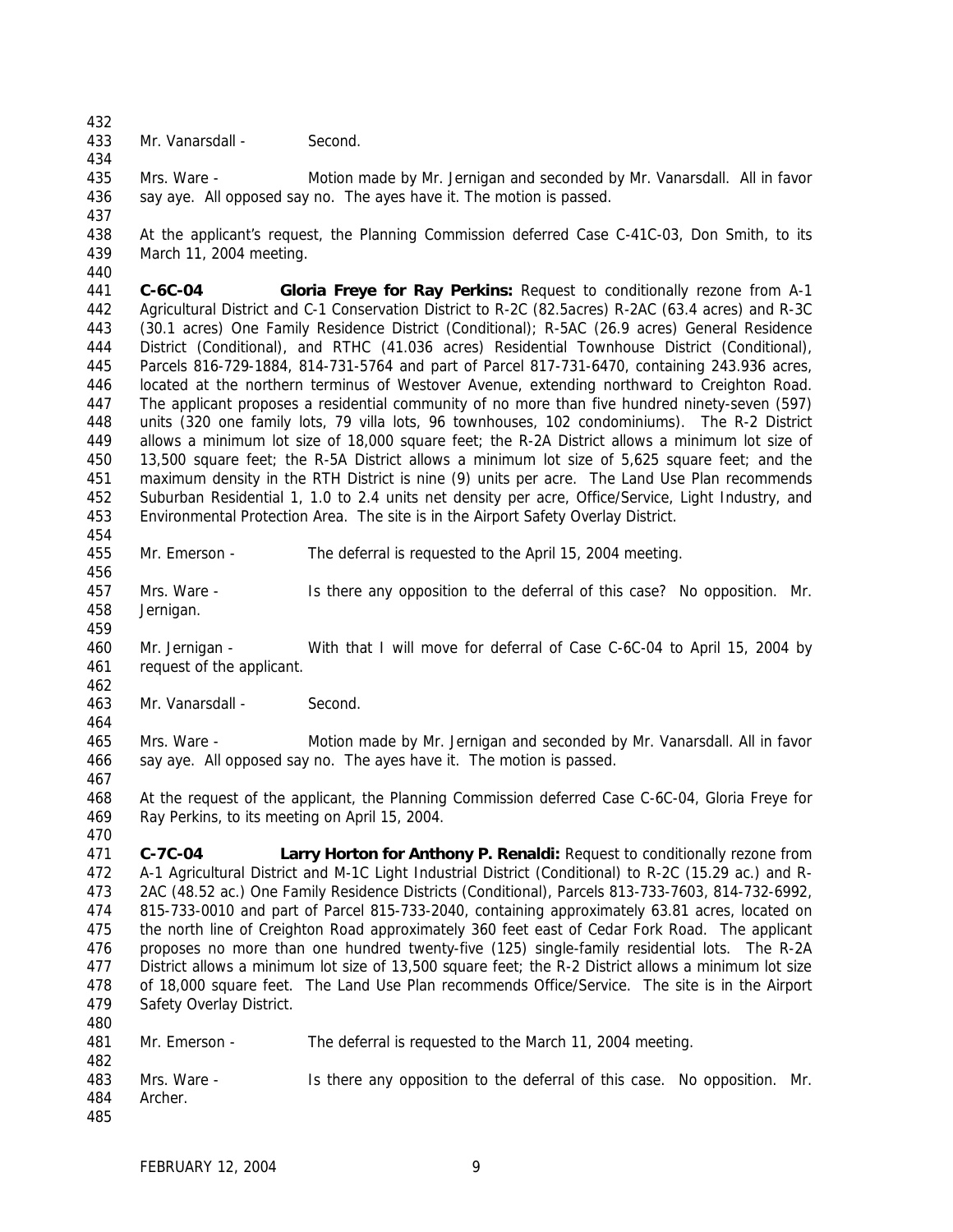Mr. Vanarsdall - Second.

Mrs. Ware - Motion made by Mr. Jernigan and seconded by Mr. Vanarsdall. All in favor say aye. All opposed say no. The ayes have it. The motion is passed.

At the applicant's request, the Planning Commission deferred Case C-41C-03, Don Smith, to its March 11, 2004 meeting.

**C-6C-04 Gloria Freye for Ray Perkins:** Request to conditionally rezone from A-1 Agricultural District and C-1 Conservation District to R-2C (82.5acres) R-2AC (63.4 acres) and R-3C (30.1 acres) One Family Residence District (Conditional); R-5AC (26.9 acres) General Residence District (Conditional), and RTHC (41.036 acres) Residential Townhouse District (Conditional), Parcels 816-729-1884, 814-731-5764 and part of Parcel 817-731-6470, containing 243.936 acres, located at the northern terminus of Westover Avenue, extending northward to Creighton Road. The applicant proposes a residential community of no more than five hundred ninety-seven (597) units (320 one family lots, 79 villa lots, 96 townhouses, 102 condominiums). The R-2 District allows a minimum lot size of 18,000 square feet; the R-2A District allows a minimum lot size of 13,500 square feet; the R-5A District allows a minimum lot size of 5,625 square feet; and the maximum density in the RTH District is nine (9) units per acre. The Land Use Plan recommends Suburban Residential 1, 1.0 to 2.4 units net density per acre, Office/Service, Light Industry, and Environmental Protection Area. The site is in the Airport Safety Overlay District.

Mr. Emerson - The deferral is requested to the April 15, 2004 meeting.

Mrs. Ware - Is there any opposition to the deferral of this case? No opposition. Mr. Jernigan.

Mr. Jernigan - With that I will move for deferral of Case C-6C-04 to April 15, 2004 by request of the applicant.

Mr. Vanarsdall - Second.

Mrs. Ware - Motion made by Mr. Jernigan and seconded by Mr. Vanarsdall. All in favor say aye. All opposed say no. The ayes have it. The motion is passed.

At the request of the applicant, the Planning Commission deferred Case C-6C-04, Gloria Freye for Ray Perkins, to its meeting on April 15, 2004.

**C-7C-04 Larry Horton for Anthony P. Renaldi:** Request to conditionally rezone from A-1 Agricultural District and M-1C Light Industrial District (Conditional) to R-2C (15.29 ac.) and R-2AC (48.52 ac.) One Family Residence Districts (Conditional), Parcels 813-733-7603, 814-732-6992, 815-733-0010 and part of Parcel 815-733-2040, containing approximately 63.81 acres, located on the north line of Creighton Road approximately 360 feet east of Cedar Fork Road. The applicant proposes no more than one hundred twenty-five (125) single-family residential lots. The R-2A District allows a minimum lot size of 13,500 square feet; the R-2 District allows a minimum lot size of 18,000 square feet. The Land Use Plan recommends Office/Service. The site is in the Airport Safety Overlay District.

Mr. Emerson - The deferral is requested to the March 11, 2004 meeting.

Mrs. Ware - Is there any opposition to the deferral of this case. No opposition. Mr. Archer.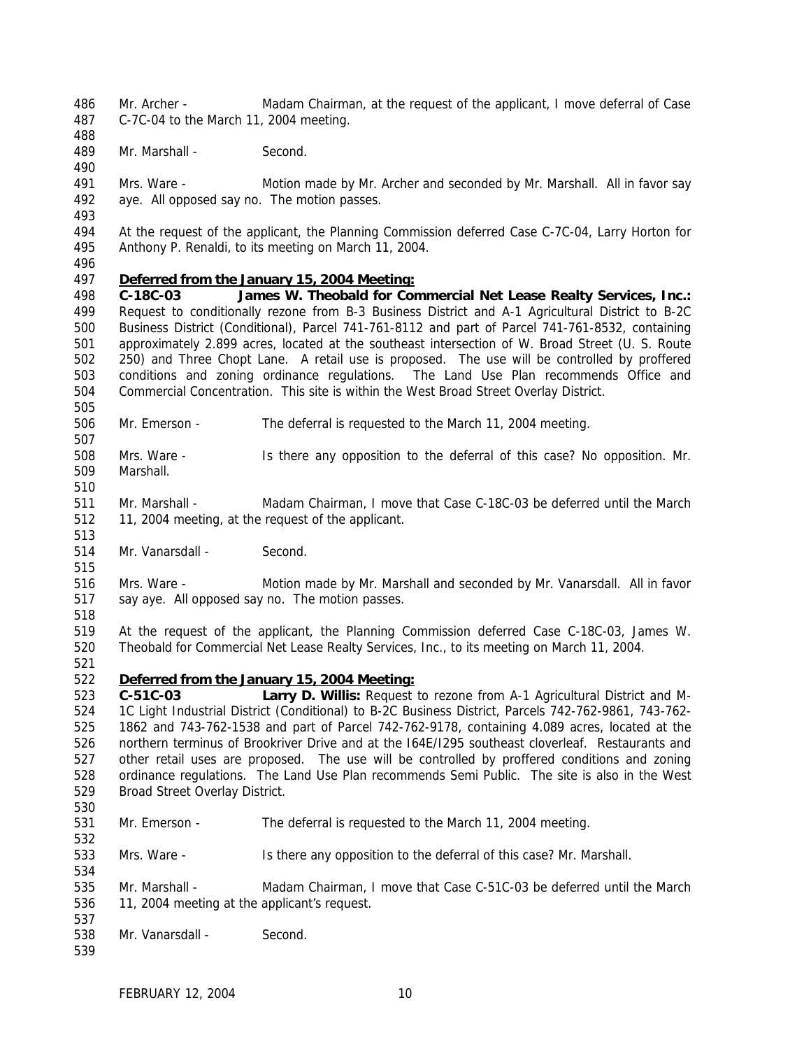Mr. Archer - Madam Chairman, at the request of the applicant, I move deferral of Case C-7C-04 to the March 11, 2004 meeting.

Mr. Marshall - Second.

Mrs. Ware - Motion made by Mr. Archer and seconded by Mr. Marshall. All in favor say aye. All opposed say no. The motion passes.

At the request of the applicant, the Planning Commission deferred Case C-7C-04, Larry Horton for Anthony P. Renaldi, to its meeting on March 11, 2004.

**Deferred from the January 15, 2004 Meeting:**

**C-18C-03 James W. Theobald for Commercial Net Lease Realty Services, Inc.:** Request to conditionally rezone from B-3 Business District and A-1 Agricultural District to B-2C Business District (Conditional), Parcel 741-761-8112 and part of Parcel 741-761-8532, containing approximately 2.899 acres, located at the southeast intersection of W. Broad Street (U. S. Route 250) and Three Chopt Lane. A retail use is proposed. The use will be controlled by proffered conditions and zoning ordinance regulations. The Land Use Plan recommends Office and Commercial Concentration. This site is within the West Broad Street Overlay District.

Mr. Emerson - The deferral is requested to the March 11, 2004 meeting.

Mrs. Ware - Is there any opposition to the deferral of this case? No opposition. Mr. Marshall.

Mr. Marshall - Madam Chairman, I move that Case C-18C-03 be deferred until the March 11, 2004 meeting, at the request of the applicant.

Mr. Vanarsdall - Second.

Mrs. Ware - Motion made by Mr. Marshall and seconded by Mr. Vanarsdall. All in favor say aye. All opposed say no. The motion passes.

At the request of the applicant, the Planning Commission deferred Case C-18C-03, James W. Theobald for Commercial Net Lease Realty Services, Inc., to its meeting on March 11, 2004.

**Deferred from the January 15, 2004 Meeting:**

**C-51C-03 Larry D. Willis:** Request to rezone from A-1 Agricultural District and M-1C Light Industrial District (Conditional) to B-2C Business District, Parcels 742-762-9861, 743-762-1862 and 743-762-1538 and part of Parcel 742-762-9178, containing 4.089 acres, located at the northern terminus of Brookriver Drive and at the I64E/I295 southeast cloverleaf. Restaurants and other retail uses are proposed. The use will be controlled by proffered conditions and zoning ordinance regulations. The Land Use Plan recommends Semi Public. The site is also in the West Broad Street Overlay District.

Mr. Emerson - The deferral is requested to the March 11, 2004 meeting.

Mrs. Ware - Is there any opposition to the deferral of this case? Mr. Marshall.

Mr. Marshall - Madam Chairman, I move that Case C-51C-03 be deferred until the March 11, 2004 meeting at the applicant's request.

Mr. Vanarsdall - Second.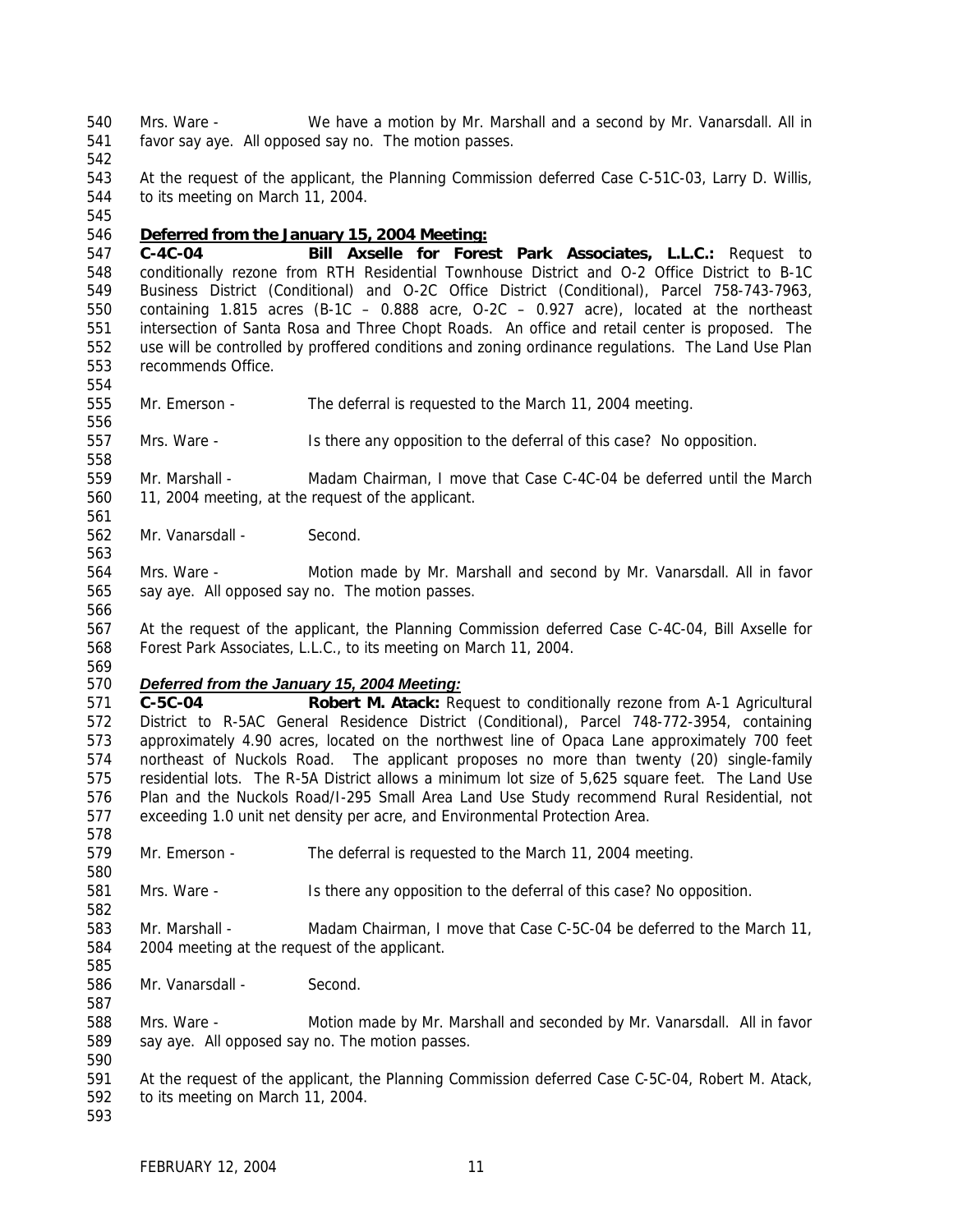Mrs. Ware - We have a motion by Mr. Marshall and a second by Mr. Vanarsdall. All in favor say aye. All opposed say no. The motion passes.

At the request of the applicant, the Planning Commission deferred Case C-51C-03, Larry D. Willis, to its meeting on March 11, 2004.

**Deferred from the January 15, 2004 Meeting:**

**C-4C-04 Bill Axselle for Forest Park Associates, L.L.C.:** Request to conditionally rezone from RTH Residential Townhouse District and O-2 Office District to B-1C Business District (Conditional) and O-2C Office District (Conditional), Parcel 758-743-7963, containing 1.815 acres (B-1C – 0.888 acre, O-2C – 0.927 acre), located at the northeast intersection of Santa Rosa and Three Chopt Roads. An office and retail center is proposed. The use will be controlled by proffered conditions and zoning ordinance regulations. The Land Use Plan recommends Office.

Mr. Emerson - The deferral is requested to the March 11, 2004 meeting.

Mrs. Ware - Is there any opposition to the deferral of this case? No opposition.

Mr. Marshall - Madam Chairman, I move that Case C-4C-04 be deferred until the March 11, 2004 meeting, at the request of the applicant.

Mr. Vanarsdall - Second.

Mrs. Ware - Motion made by Mr. Marshall and second by Mr. Vanarsdall. All in favor say aye. All opposed say no. The motion passes.

At the request of the applicant, the Planning Commission deferred Case C-4C-04, Bill Axselle for Forest Park Associates, L.L.C., to its meeting on March 11, 2004.

***Deferred from the January 15, 2004 Meeting:***

**C-5C-04 Robert M. Atack:** Request to conditionally rezone from A-1 Agricultural District to R-5AC General Residence District (Conditional), Parcel 748-772-3954, containing approximately 4.90 acres, located on the northwest line of Opaca Lane approximately 700 feet northeast of Nuckols Road. The applicant proposes no more than twenty (20) single-family residential lots. The R-5A District allows a minimum lot size of 5,625 square feet. The Land Use Plan and the Nuckols Road/I-295 Small Area Land Use Study recommend Rural Residential, not exceeding 1.0 unit net density per acre, and Environmental Protection Area.

Mr. Emerson - The deferral is requested to the March 11, 2004 meeting.

Mrs. Ware - Is there any opposition to the deferral of this case? No opposition.

Mr. Marshall - Madam Chairman, I move that Case C-5C-04 be deferred to the March 11, 2004 meeting at the request of the applicant.

Mr. Vanarsdall - Second.

Mrs. Ware - Motion made by Mr. Marshall and seconded by Mr. Vanarsdall. All in favor say aye. All opposed say no. The motion passes.

At the request of the applicant, the Planning Commission deferred Case C-5C-04, Robert M. Atack, to its meeting on March 11, 2004.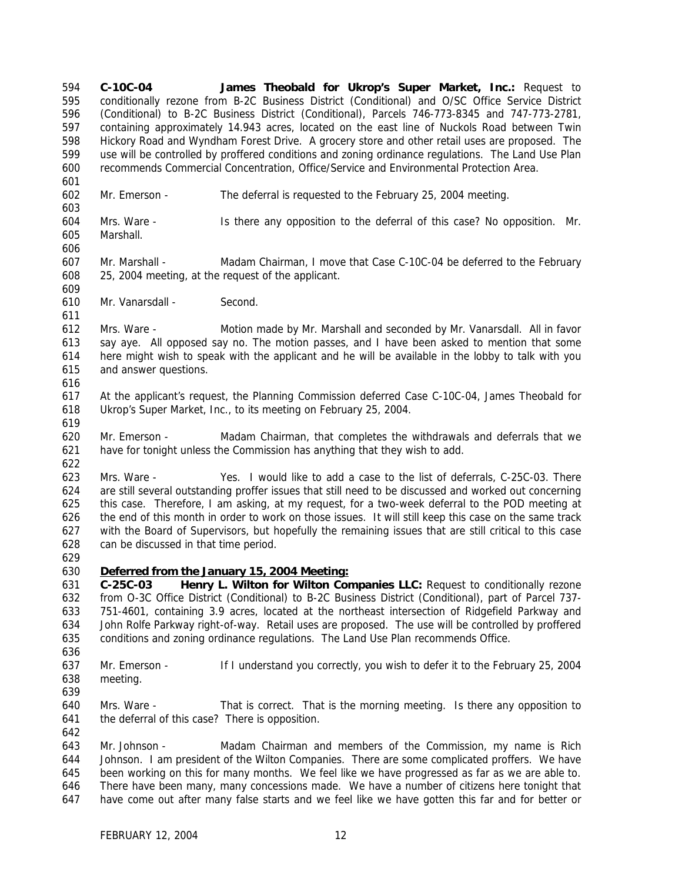**C-10C-04 James Theobald for Ukrop's Super Market, Inc.:** Request to conditionally rezone from B-2C Business District (Conditional) and O/SC Office Service District (Conditional) to B-2C Business District (Conditional), Parcels 746-773-8345 and 747-773-2781, containing approximately 14.943 acres, located on the east line of Nuckols Road between Twin Hickory Road and Wyndham Forest Drive. A grocery store and other retail uses are proposed. The use will be controlled by proffered conditions and zoning ordinance regulations. The Land Use Plan recommends Commercial Concentration, Office/Service and Environmental Protection Area.

Mr. Emerson - The deferral is requested to the February 25, 2004 meeting.

Mrs. Ware - Is there any opposition to the deferral of this case? No opposition. Mr. Marshall.

Mr. Marshall - Madam Chairman, I move that Case C-10C-04 be deferred to the February 25, 2004 meeting, at the request of the applicant.

Mr. Vanarsdall - Second.

Mrs. Ware - Motion made by Mr. Marshall and seconded by Mr. Vanarsdall. All in favor say aye. All opposed say no. The motion passes, and I have been asked to mention that some here might wish to speak with the applicant and he will be available in the lobby to talk with you and answer questions.

At the applicant's request, the Planning Commission deferred Case C-10C-04, James Theobald for Ukrop's Super Market, Inc., to its meeting on February 25, 2004.

Mr. Emerson - Madam Chairman, that completes the withdrawals and deferrals that we have for tonight unless the Commission has anything that they wish to add.

Mrs. Ware - Yes. I would like to add a case to the list of deferrals, C-25C-03. There are still several outstanding proffer issues that still need to be discussed and worked out concerning this case. Therefore, I am asking, at my request, for a two-week deferral to the POD meeting at the end of this month in order to work on those issues. It will still keep this case on the same track with the Board of Supervisors, but hopefully the remaining issues that are still critical to this case can be discussed in that time period.

**Deferred from the January 15, 2004 Meeting:**
**C-25C-03 Henry L. Wilton for Wilton Companies LLC:** Request to conditionally rezone from O-3C Office District (Conditional) to B-2C Business District (Conditional), part of Parcel 737-751-4601, containing 3.9 acres, located at the northeast intersection of Ridgefield Parkway and John Rolfe Parkway right-of-way. Retail uses are proposed. The use will be controlled by proffered conditions and zoning ordinance regulations. The Land Use Plan recommends Office.

Mr. Emerson - If I understand you correctly, you wish to defer it to the February 25, 2004 meeting.

Mrs. Ware - That is correct. That is the morning meeting. Is there any opposition to the deferral of this case? There is opposition.

Mr. Johnson - Madam Chairman and members of the Commission, my name is Rich Johnson. I am president of the Wilton Companies. There are some complicated proffers. We have been working on this for many months. We feel like we have progressed as far as we are able to. There have been many, many concessions made. We have a number of citizens here tonight that have come out after many false starts and we feel like we have gotten this far and for better or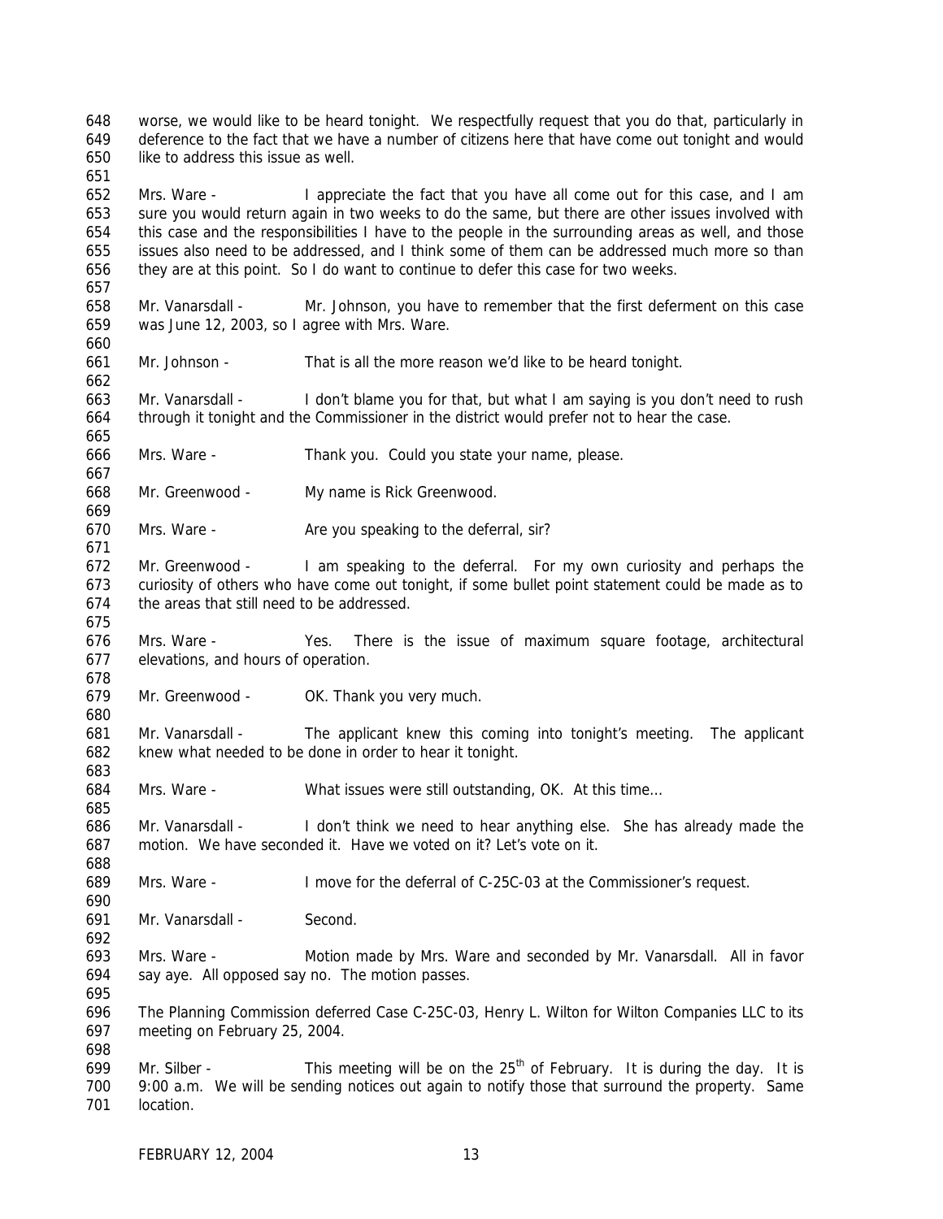worse, we would like to be heard tonight. We respectfully request that you do that, particularly in deference to the fact that we have a number of citizens here that have come out tonight and would like to address this issue as well.

Mrs. Ware - I appreciate the fact that you have all come out for this case, and I am sure you would return again in two weeks to do the same, but there are other issues involved with this case and the responsibilities I have to the people in the surrounding areas as well, and those issues also need to be addressed, and I think some of them can be addressed much more so than they are at this point. So I do want to continue to defer this case for two weeks.

Mr. Vanarsdall - Mr. Johnson, you have to remember that the first deferment on this case was June 12, 2003, so I agree with Mrs. Ware.

Mr. Johnson - That is all the more reason we'd like to be heard tonight.

Mr. Vanarsdall - I don't blame you for that, but what I am saying is you don't need to rush through it tonight and the Commissioner in the district would prefer not to hear the case.

Mrs. Ware - Thank you. Could you state your name, please.

Mr. Greenwood - My name is Rick Greenwood.

Mrs. Ware - Are you speaking to the deferral, sir?

Mr. Greenwood - I am speaking to the deferral. For my own curiosity and perhaps the curiosity of others who have come out tonight, if some bullet point statement could be made as to the areas that still need to be addressed.

Mrs. Ware - Yes. There is the issue of maximum square footage, architectural elevations, and hours of operation.

Mr. Greenwood - OK. Thank you very much.

Mr. Vanarsdall - The applicant knew this coming into tonight's meeting. The applicant knew what needed to be done in order to hear it tonight.

Mrs. Ware - What issues were still outstanding, OK. At this time…

Mr. Vanarsdall - I don't think we need to hear anything else. She has already made the motion. We have seconded it. Have we voted on it? Let's vote on it.

Mrs. Ware - I move for the deferral of C-25C-03 at the Commissioner's request.

Mr. Vanarsdall - Second.

Mrs. Ware - Motion made by Mrs. Ware and seconded by Mr. Vanarsdall. All in favor say aye. All opposed say no. The motion passes.

The Planning Commission deferred Case C-25C-03, Henry L. Wilton for Wilton Companies LLC to its meeting on February 25, 2004.

Mr. Silber - This meeting will be on the 25th of February. It is during the day. It is 9:00 a.m. We will be sending notices out again to notify those that surround the property. Same location.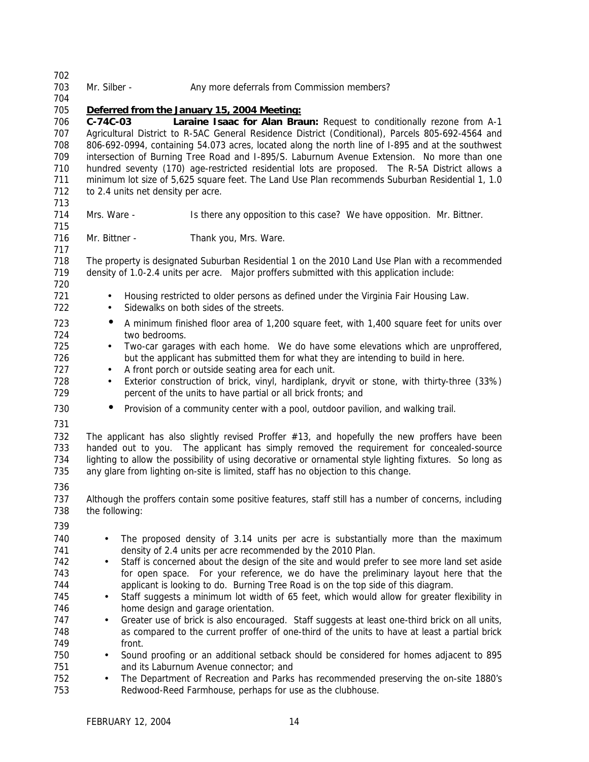Mr. Silber - Any more deferrals from Commission members?

**Deferred from the January 15, 2004 Meeting:**

**C-74C-03 Laraine Isaac for Alan Braun:** Request to conditionally rezone from A-1 Agricultural District to R-5AC General Residence District (Conditional), Parcels 805-692-4564 and 806-692-0994, containing 54.073 acres, located along the north line of I-895 and at the southwest intersection of Burning Tree Road and I-895/S. Laburnum Avenue Extension. No more than one hundred seventy (170) age-restricted residential lots are proposed. The R-5A District allows a minimum lot size of 5,625 square feet. The Land Use Plan recommends Suburban Residential 1, 1.0 to 2.4 units net density per acre.

Mrs. Ware - Is there any opposition to this case? We have opposition. Mr. Bittner.

Mr. Bittner - Thank you, Mrs. Ware.

The property is designated Suburban Residential 1 on the 2010 Land Use Plan with a recommended density of 1.0-2.4 units per acre. Major proffers submitted with this application include:

- Housing restricted to older persons as defined under the Virginia Fair Housing Law.
- Sidewalks on both sides of the streets.
- A minimum finished floor area of 1,200 square feet, with 1,400 square feet for units over two bedrooms.
- Two-car garages with each home. We do have some elevations which are unproffered, but the applicant has submitted them for what they are intending to build in here.
- A front porch or outside seating area for each unit.
- Exterior construction of brick, vinyl, hardiplank, dryvit or stone, with thirty-three (33%) percent of the units to have partial or all brick fronts; and
- Provision of a community center with a pool, outdoor pavilion, and walking trail.

The applicant has also slightly revised Proffer #13, and hopefully the new proffers have been handed out to you. The applicant has simply removed the requirement for concealed-source lighting to allow the possibility of using decorative or ornamental style lighting fixtures. So long as any glare from lighting on-site is limited, staff has no objection to this change.

Although the proffers contain some positive features, staff still has a number of concerns, including the following:

- The proposed density of 3.14 units per acre is substantially more than the maximum density of 2.4 units per acre recommended by the 2010 Plan.
- Staff is concerned about the design of the site and would prefer to see more land set aside for open space. For your reference, we do have the preliminary layout here that the applicant is looking to do. Burning Tree Road is on the top side of this diagram.
- Staff suggests a minimum lot width of 65 feet, which would allow for greater flexibility in home design and garage orientation.
- Greater use of brick is also encouraged. Staff suggests at least one-third brick on all units, as compared to the current proffer of one-third of the units to have at least a partial brick front.
- Sound proofing or an additional setback should be considered for homes adjacent to 895 and its Laburnum Avenue connector; and
- The Department of Recreation and Parks has recommended preserving the on-site 1880's Redwood-Reed Farmhouse, perhaps for use as the clubhouse.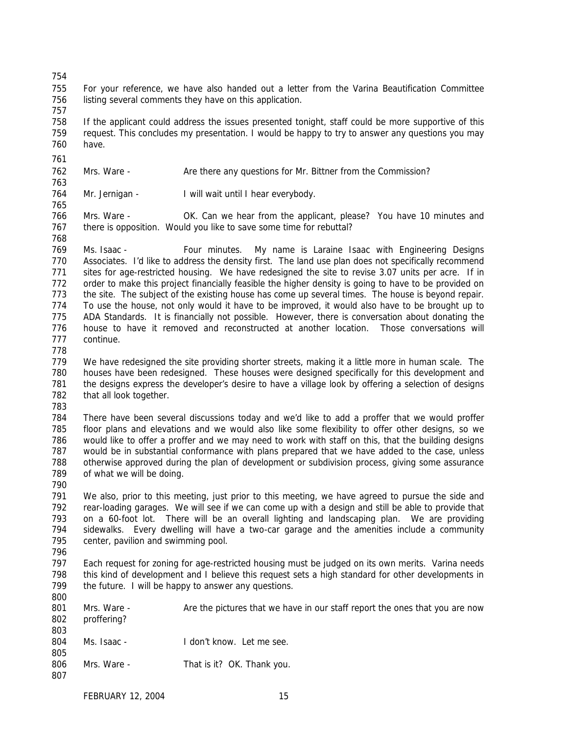For your reference, we have also handed out a letter from the Varina Beautification Committee listing several comments they have on this application.

If the applicant could address the issues presented tonight, staff could be more supportive of this request. This concludes my presentation. I would be happy to try to answer any questions you may have.

Mrs. Ware - Are there any questions for Mr. Bittner from the Commission?

Mr. Jernigan - I will wait until I hear everybody.

Mrs. Ware - OK. Can we hear from the applicant, please? You have 10 minutes and there is opposition. Would you like to save some time for rebuttal?

Ms. Isaac - Four minutes. My name is Laraine Isaac with Engineering Designs Associates. I'd like to address the density first. The land use plan does not specifically recommend sites for age-restricted housing. We have redesigned the site to revise 3.07 units per acre. If in order to make this project financially feasible the higher density is going to have to be provided on the site. The subject of the existing house has come up several times. The house is beyond repair. To use the house, not only would it have to be improved, it would also have to be brought up to ADA Standards. It is financially not possible. However, there is conversation about donating the house to have it removed and reconstructed at another location. Those conversations will continue.

We have redesigned the site providing shorter streets, making it a little more in human scale. The houses have been redesigned. These houses were designed specifically for this development and the designs express the developer's desire to have a village look by offering a selection of designs that all look together.

There have been several discussions today and we'd like to add a proffer that we would proffer floor plans and elevations and we would also like some flexibility to offer other designs, so we would like to offer a proffer and we may need to work with staff on this, that the building designs would be in substantial conformance with plans prepared that we have added to the case, unless otherwise approved during the plan of development or subdivision process, giving some assurance of what we will be doing.

We also, prior to this meeting, just prior to this meeting, we have agreed to pursue the side and rear-loading garages. We will see if we can come up with a design and still be able to provide that on a 60-foot lot. There will be an overall lighting and landscaping plan. We are providing sidewalks. Every dwelling will have a two-car garage and the amenities include a community center, pavilion and swimming pool.

Each request for zoning for age-restricted housing must be judged on its own merits. Varina needs this kind of development and I believe this request sets a high standard for other developments in the future. I will be happy to answer any questions.

Mrs. Ware - Are the pictures that we have in our staff report the ones that you are now proffering?

Ms. Isaac - I don't know. Let me see.

Mrs. Ware - That is it? OK. Thank you.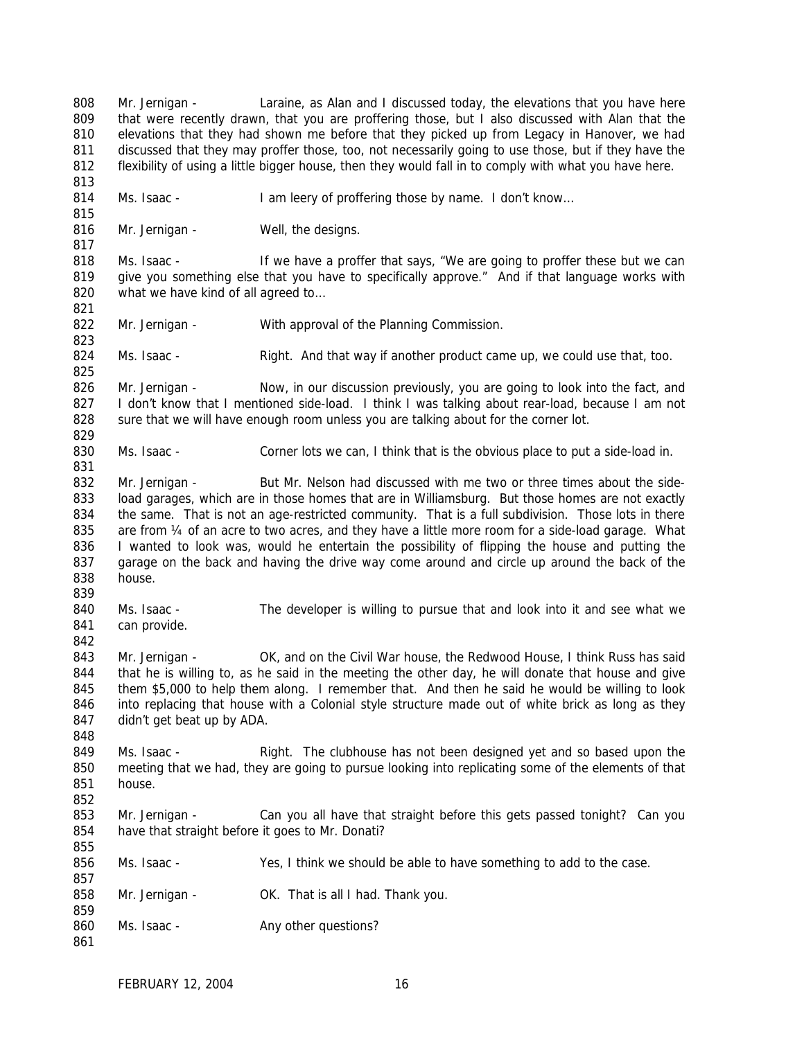Mr. Jernigan - Laraine, as Alan and I discussed today, the elevations that you have here that were recently drawn, that you are proffering those, but I also discussed with Alan that the elevations that they had shown me before that they picked up from Legacy in Hanover, we had discussed that they may proffer those, too, not necessarily going to use those, but if they have the flexibility of using a little bigger house, then they would fall in to comply with what you have here.

Ms. Isaac - I am leery of proffering those by name. I don't know…

Mr. Jernigan - Well, the designs.

Ms. Isaac - If we have a proffer that says, "We are going to proffer these but we can give you something else that you have to specifically approve." And if that language works with what we have kind of all agreed to…

Mr. Jernigan - With approval of the Planning Commission.

Ms. Isaac - Right. And that way if another product came up, we could use that, too.

Mr. Jernigan - Now, in our discussion previously, you are going to look into the fact, and I don't know that I mentioned side-load. I think I was talking about rear-load, because I am not sure that we will have enough room unless you are talking about for the corner lot.

Ms. Isaac - Corner lots we can, I think that is the obvious place to put a side-load in.

Mr. Jernigan - But Mr. Nelson had discussed with me two or three times about the side-load garages, which are in those homes that are in Williamsburg. But those homes are not exactly the same. That is not an age-restricted community. That is a full subdivision. Those lots in there are from ¼ of an acre to two acres, and they have a little more room for a side-load garage. What I wanted to look was, would he entertain the possibility of flipping the house and putting the garage on the back and having the drive way come around and circle up around the back of the house.

Ms. Isaac - The developer is willing to pursue that and look into it and see what we can provide.

Mr. Jernigan - OK, and on the Civil War house, the Redwood House, I think Russ has said that he is willing to, as he said in the meeting the other day, he will donate that house and give them $5,000 to help them along. I remember that. And then he said he would be willing to look into replacing that house with a Colonial style structure made out of white brick as long as they didn't get beat up by ADA.

Ms. Isaac - Right. The clubhouse has not been designed yet and so based upon the meeting that we had, they are going to pursue looking into replicating some of the elements of that house.

Mr. Jernigan - Can you all have that straight before this gets passed tonight? Can you have that straight before it goes to Mr. Donati?

Ms. Isaac - Yes, I think we should be able to have something to add to the case.

Mr. Jernigan - OK. That is all I had. Thank you.

Ms. Isaac - Any other questions?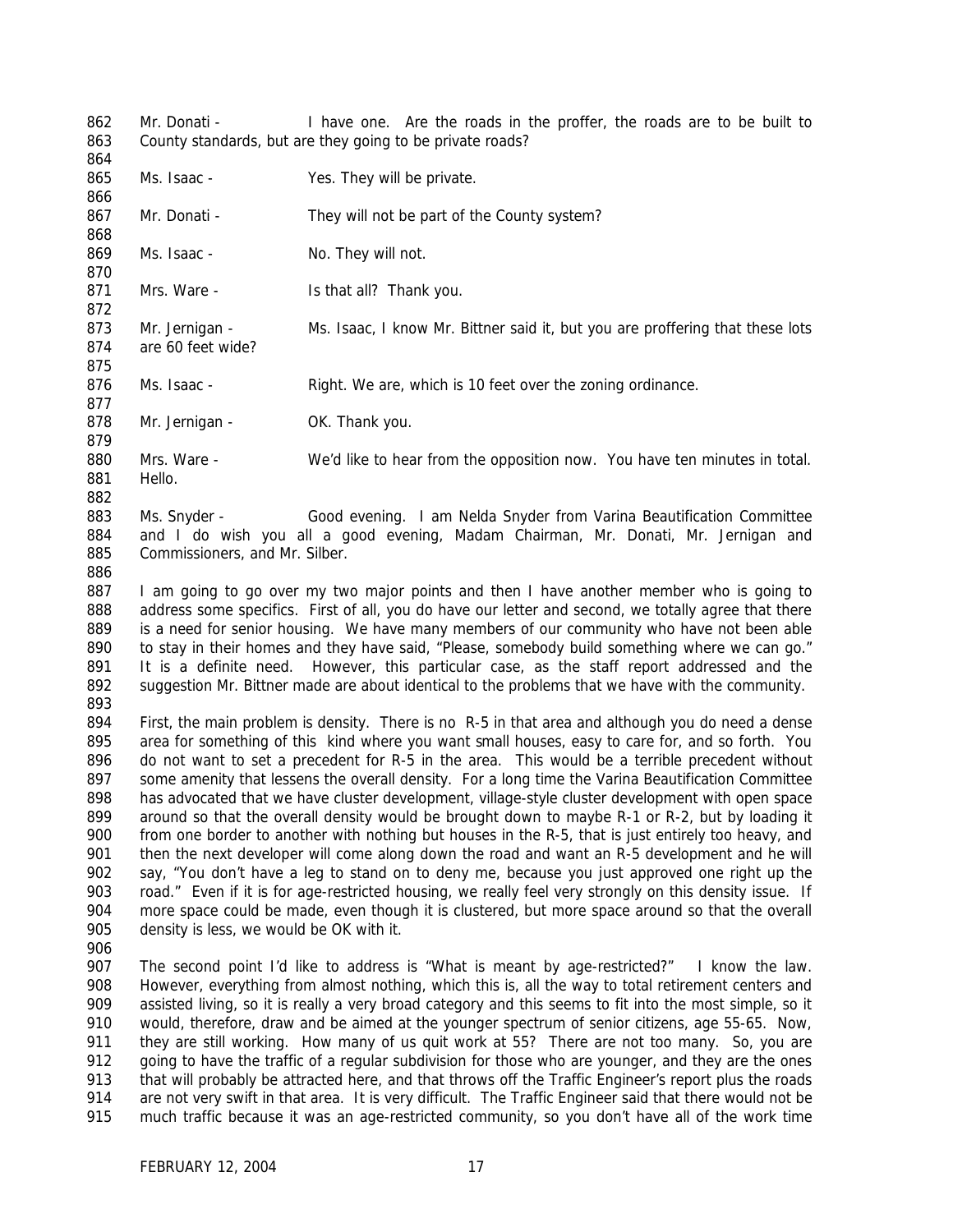Mr. Donati - I have one. Are the roads in the proffer, the roads are to be built to County standards, but are they going to be private roads?

Ms. Isaac - Yes. They will be private.

Mr. Donati - They will not be part of the County system?

Ms. Isaac - No. They will not.

Mrs. Ware - Is that all? Thank you.

Mr. Jernigan - Ms. Isaac, I know Mr. Bittner said it, but you are proffering that these lots are 60 feet wide?

Ms. Isaac - Right. We are, which is 10 feet over the zoning ordinance.

Mr. Jernigan - OK. Thank you.

Mrs. Ware - We'd like to hear from the opposition now. You have ten minutes in total. Hello.

Ms. Snyder - Good evening. I am Nelda Snyder from Varina Beautification Committee and I do wish you all a good evening, Madam Chairman, Mr. Donati, Mr. Jernigan and Commissioners, and Mr. Silber.

I am going to go over my two major points and then I have another member who is going to address some specifics. First of all, you do have our letter and second, we totally agree that there is a need for senior housing. We have many members of our community who have not been able to stay in their homes and they have said, "Please, somebody build something where we can go." It is a definite need. However, this particular case, as the staff report addressed and the suggestion Mr. Bittner made are about identical to the problems that we have with the community.

First, the main problem is density. There is no R-5 in that area and although you do need a dense area for something of this kind where you want small houses, easy to care for, and so forth. You do not want to set a precedent for R-5 in the area. This would be a terrible precedent without some amenity that lessens the overall density. For a long time the Varina Beautification Committee has advocated that we have cluster development, village-style cluster development with open space around so that the overall density would be brought down to maybe R-1 or R-2, but by loading it from one border to another with nothing but houses in the R-5, that is just entirely too heavy, and then the next developer will come along down the road and want an R-5 development and he will say, "You don't have a leg to stand on to deny me, because you just approved one right up the road." Even if it is for age-restricted housing, we really feel very strongly on this density issue. If more space could be made, even though it is clustered, but more space around so that the overall density is less, we would be OK with it.

The second point I'd like to address is "What is meant by age-restricted?" I know the law. However, everything from almost nothing, which this is, all the way to total retirement centers and assisted living, so it is really a very broad category and this seems to fit into the most simple, so it would, therefore, draw and be aimed at the younger spectrum of senior citizens, age 55-65. Now, they are still working. How many of us quit work at 55? There are not too many. So, you are going to have the traffic of a regular subdivision for those who are younger, and they are the ones that will probably be attracted here, and that throws off the Traffic Engineer's report plus the roads are not very swift in that area. It is very difficult. The Traffic Engineer said that there would not be much traffic because it was an age-restricted community, so you don't have all of the work time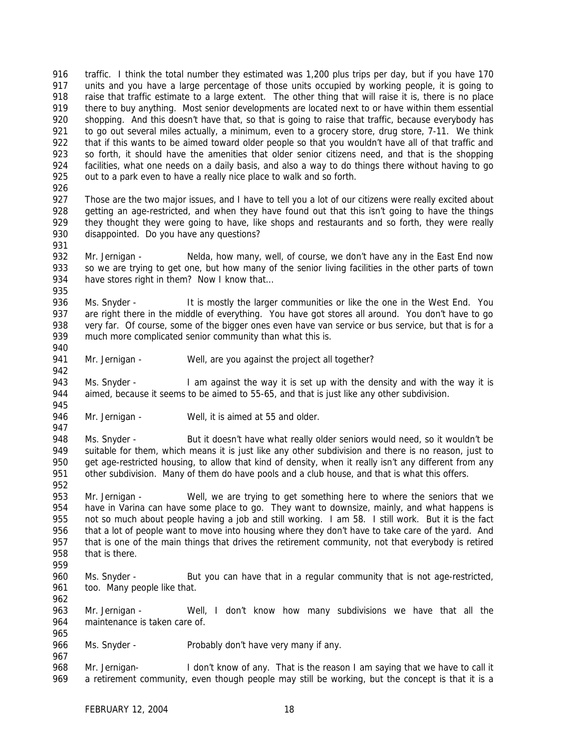traffic. I think the total number they estimated was 1,200 plus trips per day, but if you have 170 units and you have a large percentage of those units occupied by working people, it is going to raise that traffic estimate to a large extent. The other thing that will raise it is, there is no place there to buy anything. Most senior developments are located next to or have within them essential shopping. And this doesn't have that, so that is going to raise that traffic, because everybody has to go out several miles actually, a minimum, even to a grocery store, drug store, 7-11. We think that if this wants to be aimed toward older people so that you wouldn't have all of that traffic and so forth, it should have the amenities that older senior citizens need, and that is the shopping facilities, what one needs on a daily basis, and also a way to do things there without having to go out to a park even to have a really nice place to walk and so forth.

Those are the two major issues, and I have to tell you a lot of our citizens were really excited about getting an age-restricted, and when they have found out that this isn't going to have the things they thought they were going to have, like shops and restaurants and so forth, they were really disappointed. Do you have any questions?

Mr. Jernigan - Nelda, how many, well, of course, we don't have any in the East End now so we are trying to get one, but how many of the senior living facilities in the other parts of town have stores right in them? Now I know that...

Ms. Snyder - It is mostly the larger communities or like the one in the West End. You are right there in the middle of everything. You have got stores all around. You don't have to go very far. Of course, some of the bigger ones even have van service or bus service, but that is for a much more complicated senior community than what this is.

Mr. Jernigan - Well, are you against the project all together?

Ms. Snyder - I am against the way it is set up with the density and with the way it is aimed, because it seems to be aimed to 55-65, and that is just like any other subdivision.

Mr. Jernigan - Well, it is aimed at 55 and older.

Ms. Snyder - But it doesn't have what really older seniors would need, so it wouldn't be suitable for them, which means it is just like any other subdivision and there is no reason, just to get age-restricted housing, to allow that kind of density, when it really isn't any different from any other subdivision. Many of them do have pools and a club house, and that is what this offers.

Mr. Jernigan - Well, we are trying to get something here to where the seniors that we have in Varina can have some place to go. They want to downsize, mainly, and what happens is not so much about people having a job and still working. I am 58. I still work. But it is the fact that a lot of people want to move into housing where they don't have to take care of the yard. And that is one of the main things that drives the retirement community, not that everybody is retired that is there.

Ms. Snyder - But you can have that in a regular community that is not age-restricted, too. Many people like that.

Mr. Jernigan - Well, I don't know how many subdivisions we have that all the maintenance is taken care of.

Ms. Snyder - Probably don't have very many if any.

Mr. Jernigan- I don't know of any. That is the reason I am saying that we have to call it a retirement community, even though people may still be working, but the concept is that it is a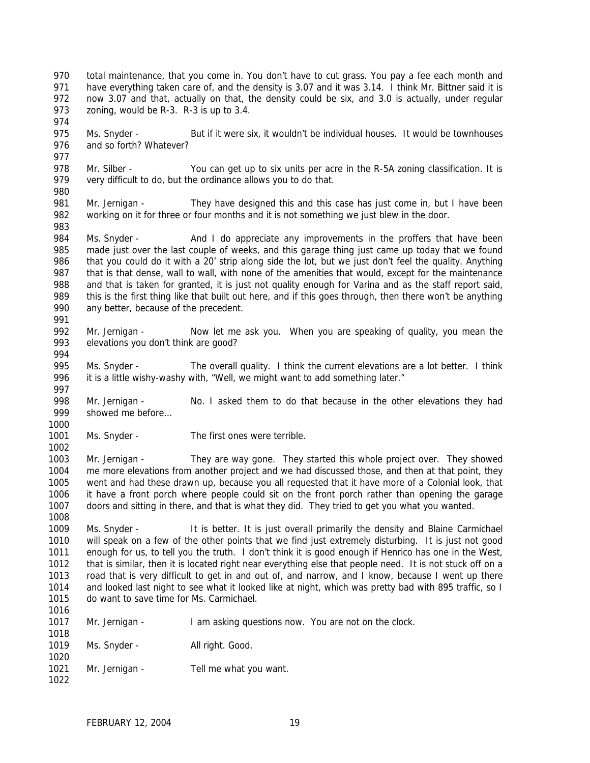total maintenance, that you come in. You don't have to cut grass. You pay a fee each month and have everything taken care of, and the density is 3.07 and it was 3.14. I think Mr. Bittner said it is now 3.07 and that, actually on that, the density could be six, and 3.0 is actually, under regular zoning, would be R-3. R-3 is up to 3.4.

Ms. Snyder - But if it were six, it wouldn't be individual houses. It would be townhouses and so forth? Whatever?

Mr. Silber - You can get up to six units per acre in the R-5A zoning classification. It is very difficult to do, but the ordinance allows you to do that.

Mr. Jernigan - They have designed this and this case has just come in, but I have been working on it for three or four months and it is not something we just blew in the door.

Ms. Snyder - And I do appreciate any improvements in the proffers that have been made just over the last couple of weeks, and this garage thing just came up today that we found that you could do it with a 20' strip along side the lot, but we just don't feel the quality. Anything that is that dense, wall to wall, with none of the amenities that would, except for the maintenance and that is taken for granted, it is just not quality enough for Varina and as the staff report said, this is the first thing like that built out here, and if this goes through, then there won't be anything any better, because of the precedent.

Mr. Jernigan - Now let me ask you. When you are speaking of quality, you mean the elevations you don't think are good?

Ms. Snyder - The overall quality. I think the current elevations are a lot better. I think it is a little wishy-washy with, "Well, we might want to add something later."

Mr. Jernigan - No. I asked them to do that because in the other elevations they had showed me before…

Ms. Snyder - The first ones were terrible.

Mr. Jernigan - They are way gone. They started this whole project over. They showed me more elevations from another project and we had discussed those, and then at that point, they went and had these drawn up, because you all requested that it have more of a Colonial look, that it have a front porch where people could sit on the front porch rather than opening the garage doors and sitting in there, and that is what they did. They tried to get you what you wanted.

Ms. Snyder - It is better. It is just overall primarily the density and Blaine Carmichael will speak on a few of the other points that we find just extremely disturbing. It is just not good enough for us, to tell you the truth. I don't think it is good enough if Henrico has one in the West, that is similar, then it is located right near everything else that people need. It is not stuck off on a road that is very difficult to get in and out of, and narrow, and I know, because I went up there and looked last night to see what it looked like at night, which was pretty bad with 895 traffic, so I do want to save time for Ms. Carmichael.

Mr. Jernigan - I am asking questions now. You are not on the clock.

Ms. Snyder - All right. Good.

Mr. Jernigan - Tell me what you want.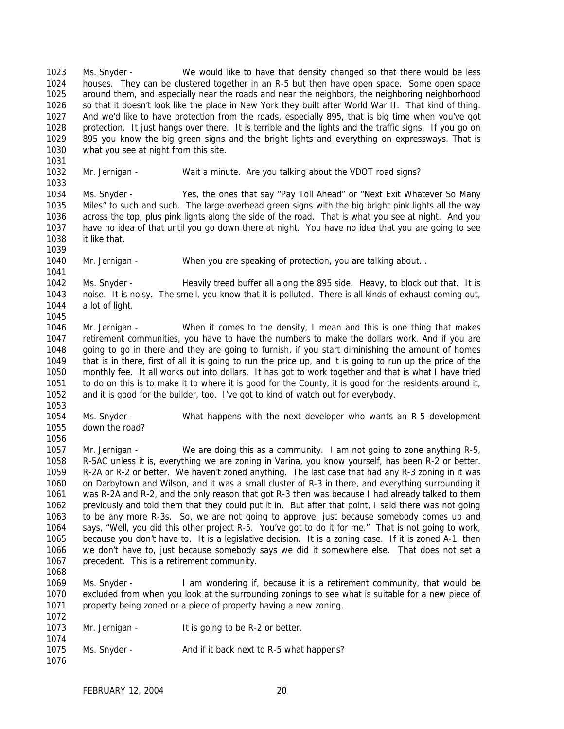Ms. Snyder - We would like to have that density changed so that there would be less houses. They can be clustered together in an R-5 but then have open space. Some open space around them, and especially near the roads and near the neighbors, the neighboring neighborhood so that it doesn't look like the place in New York they built after World War II. That kind of thing. And we'd like to have protection from the roads, especially 895, that is big time when you've got protection. It just hangs over there. It is terrible and the lights and the traffic signs. If you go on 895 you know the big green signs and the bright lights and everything on expressways. That is what you see at night from this site.

Mr. Jernigan - Wait a minute. Are you talking about the VDOT road signs?

Ms. Snyder - Yes, the ones that say "Pay Toll Ahead" or "Next Exit Whatever So Many Miles" to such and such. The large overhead green signs with the big bright pink lights all the way across the top, plus pink lights along the side of the road. That is what you see at night. And you have no idea of that until you go down there at night. You have no idea that you are going to see it like that.

Mr. Jernigan - When you are speaking of protection, you are talking about…

Ms. Snyder - Heavily treed buffer all along the 895 side. Heavy, to block out that. It is noise. It is noisy. The smell, you know that it is polluted. There is all kinds of exhaust coming out, a lot of light.

Mr. Jernigan - When it comes to the density, I mean and this is one thing that makes retirement communities, you have to have the numbers to make the dollars work. And if you are going to go in there and they are going to furnish, if you start diminishing the amount of homes that is in there, first of all it is going to run the price up, and it is going to run up the price of the monthly fee. It all works out into dollars. It has got to work together and that is what I have tried to do on this is to make it to where it is good for the County, it is good for the residents around it, and it is good for the builder, too. I've got to kind of watch out for everybody.

Ms. Snyder - What happens with the next developer who wants an R-5 development down the road?

Mr. Jernigan - We are doing this as a community. I am not going to zone anything R-5, R-5AC unless it is, everything we are zoning in Varina, you know yourself, has been R-2 or better. R-2A or R-2 or better. We haven't zoned anything. The last case that had any R-3 zoning in it was on Darbytown and Wilson, and it was a small cluster of R-3 in there, and everything surrounding it was R-2A and R-2, and the only reason that got R-3 then was because I had already talked to them previously and told them that they could put it in. But after that point, I said there was not going to be any more R-3s. So, we are not going to approve, just because somebody comes up and says, "Well, you did this other project R-5. You've got to do it for me." That is not going to work, because you don't have to. It is a legislative decision. It is a zoning case. If it is zoned A-1, then we don't have to, just because somebody says we did it somewhere else. That does not set a precedent. This is a retirement community.

Ms. Snyder - I am wondering if, because it is a retirement community, that would be excluded from when you look at the surrounding zonings to see what is suitable for a new piece of property being zoned or a piece of property having a new zoning.

Mr. Jernigan - It is going to be R-2 or better.

Ms. Snyder - And if it back next to R-5 what happens?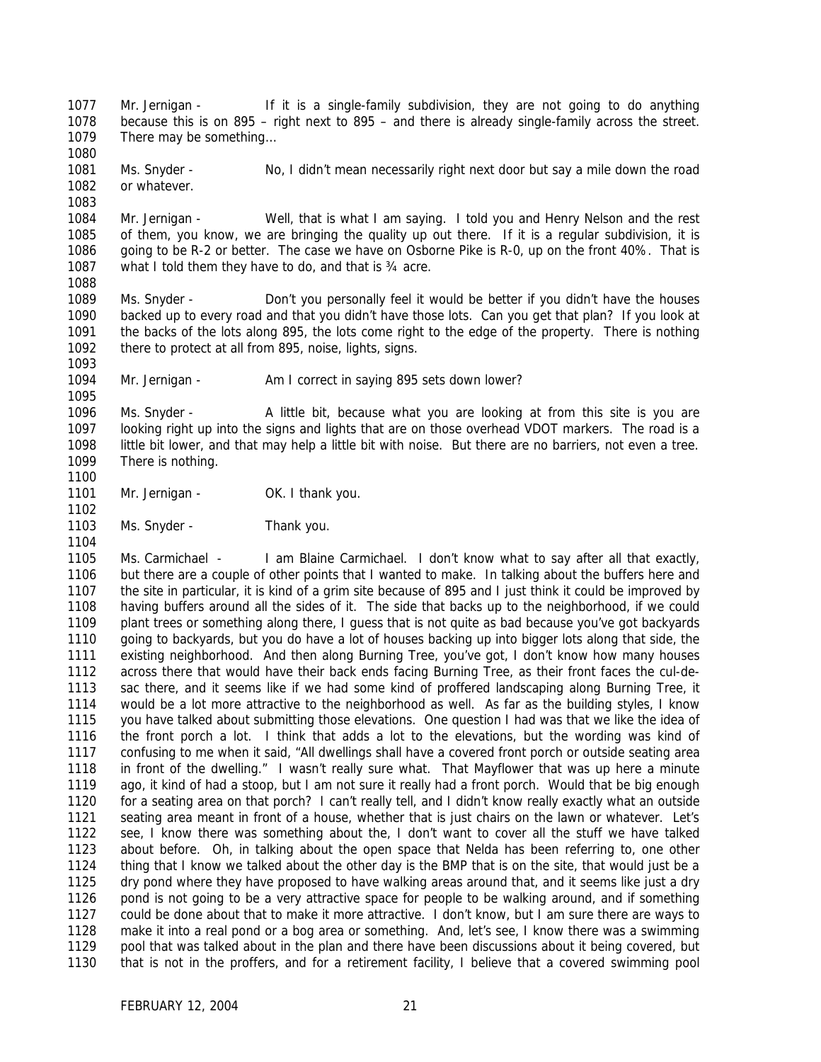Mr. Jernigan - If it is a single-family subdivision, they are not going to do anything because this is on 895 – right next to 895 – and there is already single-family across the street. There may be something…

Ms. Snyder - No, I didn't mean necessarily right next door but say a mile down the road or whatever.

Mr. Jernigan - Well, that is what I am saying. I told you and Henry Nelson and the rest of them, you know, we are bringing the quality up out there. If it is a regular subdivision, it is going to be R-2 or better. The case we have on Osborne Pike is R-0, up on the front 40%. That is what I told them they have to do, and that is ¾ acre.

Ms. Snyder - Don't you personally feel it would be better if you didn't have the houses backed up to every road and that you didn't have those lots. Can you get that plan? If you look at the backs of the lots along 895, the lots come right to the edge of the property. There is nothing there to protect at all from 895, noise, lights, signs.

Mr. Jernigan - Am I correct in saying 895 sets down lower?

Ms. Snyder - A little bit, because what you are looking at from this site is you are looking right up into the signs and lights that are on those overhead VDOT markers. The road is a little bit lower, and that may help a little bit with noise. But there are no barriers, not even a tree. There is nothing.

Mr. Jernigan - OK. I thank you.

Ms. Snyder - Thank you.

Ms. Carmichael - I am Blaine Carmichael. I don't know what to say after all that exactly, but there are a couple of other points that I wanted to make. In talking about the buffers here and the site in particular, it is kind of a grim site because of 895 and I just think it could be improved by having buffers around all the sides of it. The side that backs up to the neighborhood, if we could plant trees or something along there, I guess that is not quite as bad because you've got backyards going to backyards, but you do have a lot of houses backing up into bigger lots along that side, the existing neighborhood. And then along Burning Tree, you've got, I don't know how many houses across there that would have their back ends facing Burning Tree, as their front faces the cul-de-sac there, and it seems like if we had some kind of proffered landscaping along Burning Tree, it would be a lot more attractive to the neighborhood as well. As far as the building styles, I know you have talked about submitting those elevations. One question I had was that we like the idea of the front porch a lot. I think that adds a lot to the elevations, but the wording was kind of confusing to me when it said, "All dwellings shall have a covered front porch or outside seating area in front of the dwelling." I wasn't really sure what. That Mayflower that was up here a minute ago, it kind of had a stoop, but I am not sure it really had a front porch. Would that be big enough for a seating area on that porch? I can't really tell, and I didn't know really exactly what an outside seating area meant in front of a house, whether that is just chairs on the lawn or whatever. Let's see, I know there was something about the, I don't want to cover all the stuff we have talked about before. Oh, in talking about the open space that Nelda has been referring to, one other thing that I know we talked about the other day is the BMP that is on the site, that would just be a dry pond where they have proposed to have walking areas around that, and it seems like just a dry pond is not going to be a very attractive space for people to be walking around, and if something could be done about that to make it more attractive. I don't know, but I am sure there are ways to make it into a real pond or a bog area or something. And, let's see, I know there was a swimming pool that was talked about in the plan and there have been discussions about it being covered, but that is not in the proffers, and for a retirement facility, I believe that a covered swimming pool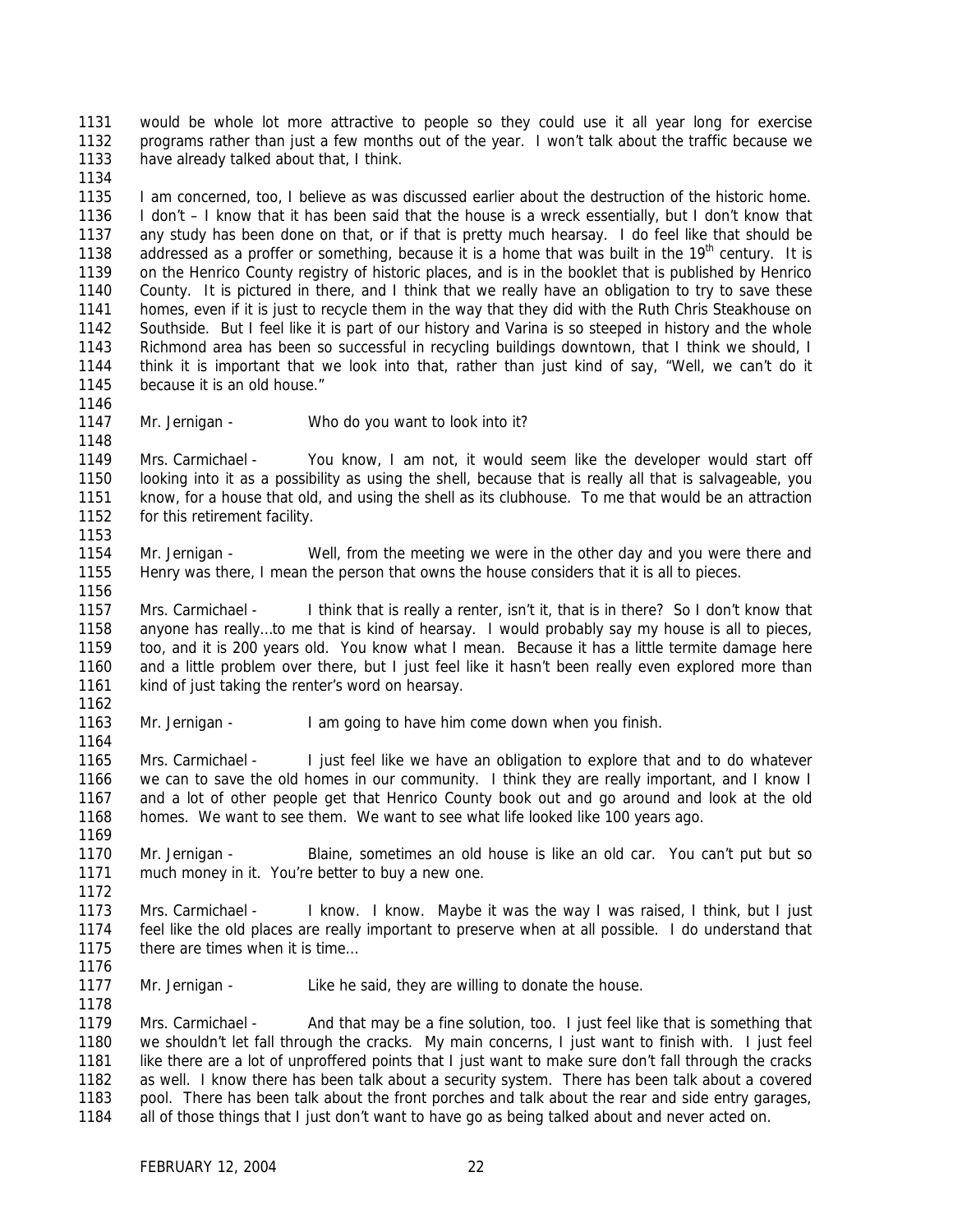would be whole lot more attractive to people so they could use it all year long for exercise programs rather than just a few months out of the year. I won't talk about the traffic because we have already talked about that, I think.

I am concerned, too, I believe as was discussed earlier about the destruction of the historic home. I don't – I know that it has been said that the house is a wreck essentially, but I don't know that any study has been done on that, or if that is pretty much hearsay. I do feel like that should be addressed as a proffer or something, because it is a home that was built in the 19th century. It is on the Henrico County registry of historic places, and is in the booklet that is published by Henrico County. It is pictured in there, and I think that we really have an obligation to try to save these homes, even if it is just to recycle them in the way that they did with the Ruth Chris Steakhouse on Southside. But I feel like it is part of our history and Varina is so steeped in history and the whole Richmond area has been so successful in recycling buildings downtown, that I think we should, I think it is important that we look into that, rather than just kind of say, "Well, we can't do it because it is an old house."

Mr. Jernigan - Who do you want to look into it?

Mrs. Carmichael - You know, I am not, it would seem like the developer would start off looking into it as a possibility as using the shell, because that is really all that is salvageable, you know, for a house that old, and using the shell as its clubhouse. To me that would be an attraction for this retirement facility.

Mr. Jernigan - Well, from the meeting we were in the other day and you were there and Henry was there, I mean the person that owns the house considers that it is all to pieces.

Mrs. Carmichael - I think that is really a renter, isn't it, that is in there? So I don't know that anyone has really…to me that is kind of hearsay. I would probably say my house is all to pieces, too, and it is 200 years old. You know what I mean. Because it has a little termite damage here and a little problem over there, but I just feel like it hasn't been really even explored more than kind of just taking the renter's word on hearsay.

Mr. Jernigan - I am going to have him come down when you finish.

Mrs. Carmichael - I just feel like we have an obligation to explore that and to do whatever we can to save the old homes in our community. I think they are really important, and I know I and a lot of other people get that Henrico County book out and go around and look at the old homes. We want to see them. We want to see what life looked like 100 years ago.

Mr. Jernigan - Blaine, sometimes an old house is like an old car. You can't put but so much money in it. You're better to buy a new one.

Mrs. Carmichael - I know. I know. Maybe it was the way I was raised, I think, but I just feel like the old places are really important to preserve when at all possible. I do understand that there are times when it is time…

Mr. Jernigan - Like he said, they are willing to donate the house.

Mrs. Carmichael - And that may be a fine solution, too. I just feel like that is something that we shouldn't let fall through the cracks. My main concerns, I just want to finish with. I just feel like there are a lot of unproffered points that I just want to make sure don't fall through the cracks as well. I know there has been talk about a security system. There has been talk about a covered pool. There has been talk about the front porches and talk about the rear and side entry garages, all of those things that I just don't want to have go as being talked about and never acted on.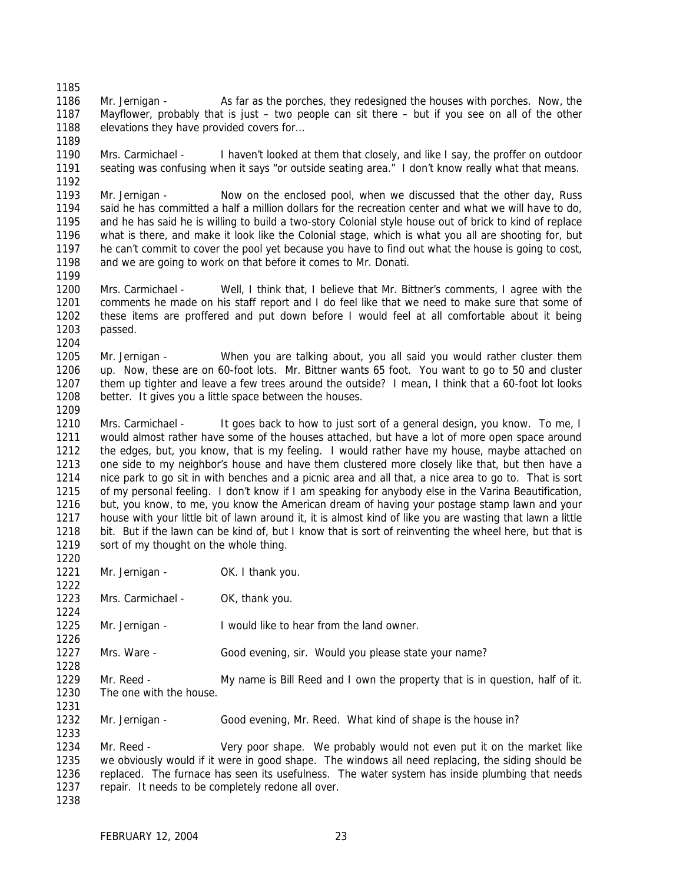Mr. Jernigan - As far as the porches, they redesigned the houses with porches. Now, the Mayflower, probably that is just – two people can sit there – but if you see on all of the other elevations they have provided covers for…

Mrs. Carmichael - I haven't looked at them that closely, and like I say, the proffer on outdoor seating was confusing when it says "or outside seating area." I don't know really what that means.

Mr. Jernigan - Now on the enclosed pool, when we discussed that the other day, Russ said he has committed a half a million dollars for the recreation center and what we will have to do, and he has said he is willing to build a two-story Colonial style house out of brick to kind of replace what is there, and make it look like the Colonial stage, which is what you all are shooting for, but he can't commit to cover the pool yet because you have to find out what the house is going to cost, and we are going to work on that before it comes to Mr. Donati.

Mrs. Carmichael - Well, I think that, I believe that Mr. Bittner's comments, I agree with the comments he made on his staff report and I do feel like that we need to make sure that some of these items are proffered and put down before I would feel at all comfortable about it being passed.

Mr. Jernigan - When you are talking about, you all said you would rather cluster them up. Now, these are on 60-foot lots. Mr. Bittner wants 65 foot. You want to go to 50 and cluster them up tighter and leave a few trees around the outside? I mean, I think that a 60-foot lot looks better. It gives you a little space between the houses.

Mrs. Carmichael - It goes back to how to just sort of a general design, you know. To me, I would almost rather have some of the houses attached, but have a lot of more open space around the edges, but, you know, that is my feeling. I would rather have my house, maybe attached on one side to my neighbor's house and have them clustered more closely like that, but then have a nice park to go sit in with benches and a picnic area and all that, a nice area to go to. That is sort of my personal feeling. I don't know if I am speaking for anybody else in the Varina Beautification, but, you know, to me, you know the American dream of having your postage stamp lawn and your house with your little bit of lawn around it, it is almost kind of like you are wasting that lawn a little bit. But if the lawn can be kind of, but I know that is sort of reinventing the wheel here, but that is sort of my thought on the whole thing.

Mr. Jernigan - OK. I thank you.

Mrs. Carmichael - OK, thank you.

Mr. Jernigan - I would like to hear from the land owner.

Mrs. Ware - Good evening, sir. Would you please state your name?

Mr. Reed - My name is Bill Reed and I own the property that is in question, half of it. The one with the house.

Mr. Jernigan - Good evening, Mr. Reed. What kind of shape is the house in?

Mr. Reed - Very poor shape. We probably would not even put it on the market like we obviously would if it were in good shape. The windows all need replacing, the siding should be replaced. The furnace has seen its usefulness. The water system has inside plumbing that needs repair. It needs to be completely redone all over.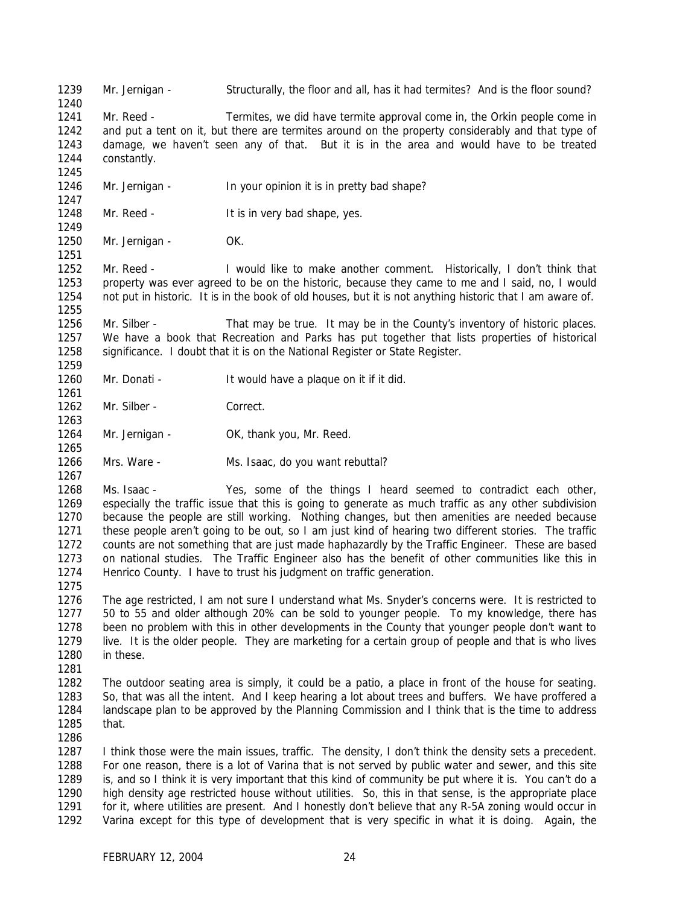Mr. Jernigan - Structurally, the floor and all, has it had termites? And is the floor sound?

Mr. Reed - Termites, we did have termite approval come in, the Orkin people come in and put a tent on it, but there are termites around on the property considerably and that type of damage, we haven't seen any of that. But it is in the area and would have to be treated constantly.

Mr. Jernigan - In your opinion it is in pretty bad shape?

Mr. Reed - It is in very bad shape, yes.

Mr. Jernigan - OK.

Mr. Reed - I would like to make another comment. Historically, I don't think that property was ever agreed to be on the historic, because they came to me and I said, no, I would not put in historic. It is in the book of old houses, but it is not anything historic that I am aware of.

Mr. Silber - That may be true. It may be in the County's inventory of historic places. We have a book that Recreation and Parks has put together that lists properties of historical significance. I doubt that it is on the National Register or State Register.

Mr. Donati - It would have a plaque on it if it did.

Mr. Silber - Correct.

Mr. Jernigan - OK, thank you, Mr. Reed.

Mrs. Ware - Ms. Isaac, do you want rebuttal?

Ms. Isaac - Yes, some of the things I heard seemed to contradict each other, especially the traffic issue that this is going to generate as much traffic as any other subdivision because the people are still working. Nothing changes, but then amenities are needed because these people aren't going to be out, so I am just kind of hearing two different stories. The traffic counts are not something that are just made haphazardly by the Traffic Engineer. These are based on national studies. The Traffic Engineer also has the benefit of other communities like this in Henrico County. I have to trust his judgment on traffic generation.

The age restricted, I am not sure I understand what Ms. Snyder's concerns were. It is restricted to 50 to 55 and older although 20% can be sold to younger people. To my knowledge, there has been no problem with this in other developments in the County that younger people don't want to live. It is the older people. They are marketing for a certain group of people and that is who lives in these.

The outdoor seating area is simply, it could be a patio, a place in front of the house for seating. So, that was all the intent. And I keep hearing a lot about trees and buffers. We have proffered a landscape plan to be approved by the Planning Commission and I think that is the time to address that.

I think those were the main issues, traffic. The density, I don't think the density sets a precedent. For one reason, there is a lot of Varina that is not served by public water and sewer, and this site is, and so I think it is very important that this kind of community be put where it is. You can't do a high density age restricted house without utilities. So, this in that sense, is the appropriate place for it, where utilities are present. And I honestly don't believe that any R-5A zoning would occur in Varina except for this type of development that is very specific in what it is doing. Again, the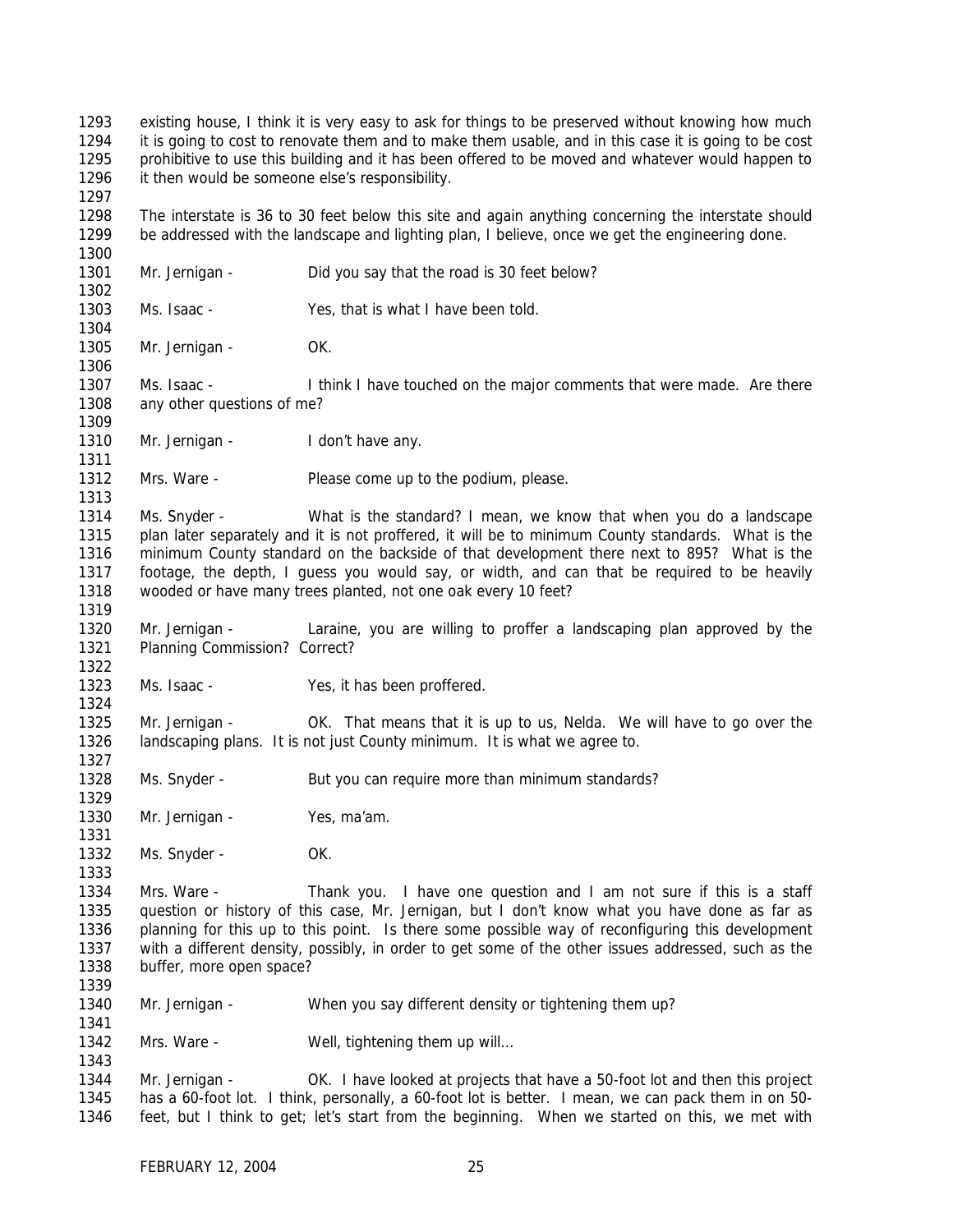existing house, I think it is very easy to ask for things to be preserved without knowing how much it is going to cost to renovate them and to make them usable, and in this case it is going to be cost prohibitive to use this building and it has been offered to be moved and whatever would happen to it then would be someone else's responsibility.

The interstate is 36 to 30 feet below this site and again anything concerning the interstate should be addressed with the landscape and lighting plan, I believe, once we get the engineering done.

Mr. Jernigan - Did you say that the road is 30 feet below?

Ms. Isaac - Yes, that is what I have been told.

Mr. Jernigan - OK.

Ms. Isaac - I think I have touched on the major comments that were made. Are there any other questions of me?

Mr. Jernigan - I don't have any.

Mrs. Ware - Please come up to the podium, please.

Ms. Snyder - What is the standard? I mean, we know that when you do a landscape plan later separately and it is not proffered, it will be to minimum County standards. What is the minimum County standard on the backside of that development there next to 895? What is the footage, the depth, I guess you would say, or width, and can that be required to be heavily wooded or have many trees planted, not one oak every 10 feet?

Mr. Jernigan - Laraine, you are willing to proffer a landscaping plan approved by the Planning Commission? Correct?

Ms. Isaac - Yes, it has been proffered.

Mr. Jernigan - OK. That means that it is up to us, Nelda. We will have to go over the landscaping plans. It is not just County minimum. It is what we agree to.

Ms. Snyder - But you can require more than minimum standards?

Mr. Jernigan - Yes, ma'am.

Ms. Snyder - OK.

Mrs. Ware - Thank you. I have one question and I am not sure if this is a staff question or history of this case, Mr. Jernigan, but I don't know what you have done as far as planning for this up to this point. Is there some possible way of reconfiguring this development with a different density, possibly, in order to get some of the other issues addressed, such as the buffer, more open space?

Mr. Jernigan - When you say different density or tightening them up?

Mrs. Ware - Well, tightening them up will…

Mr. Jernigan - OK. I have looked at projects that have a 50-foot lot and then this project has a 60-foot lot. I think, personally, a 60-foot lot is better. I mean, we can pack them in on 50-feet, but I think to get; let's start from the beginning. When we started on this, we met with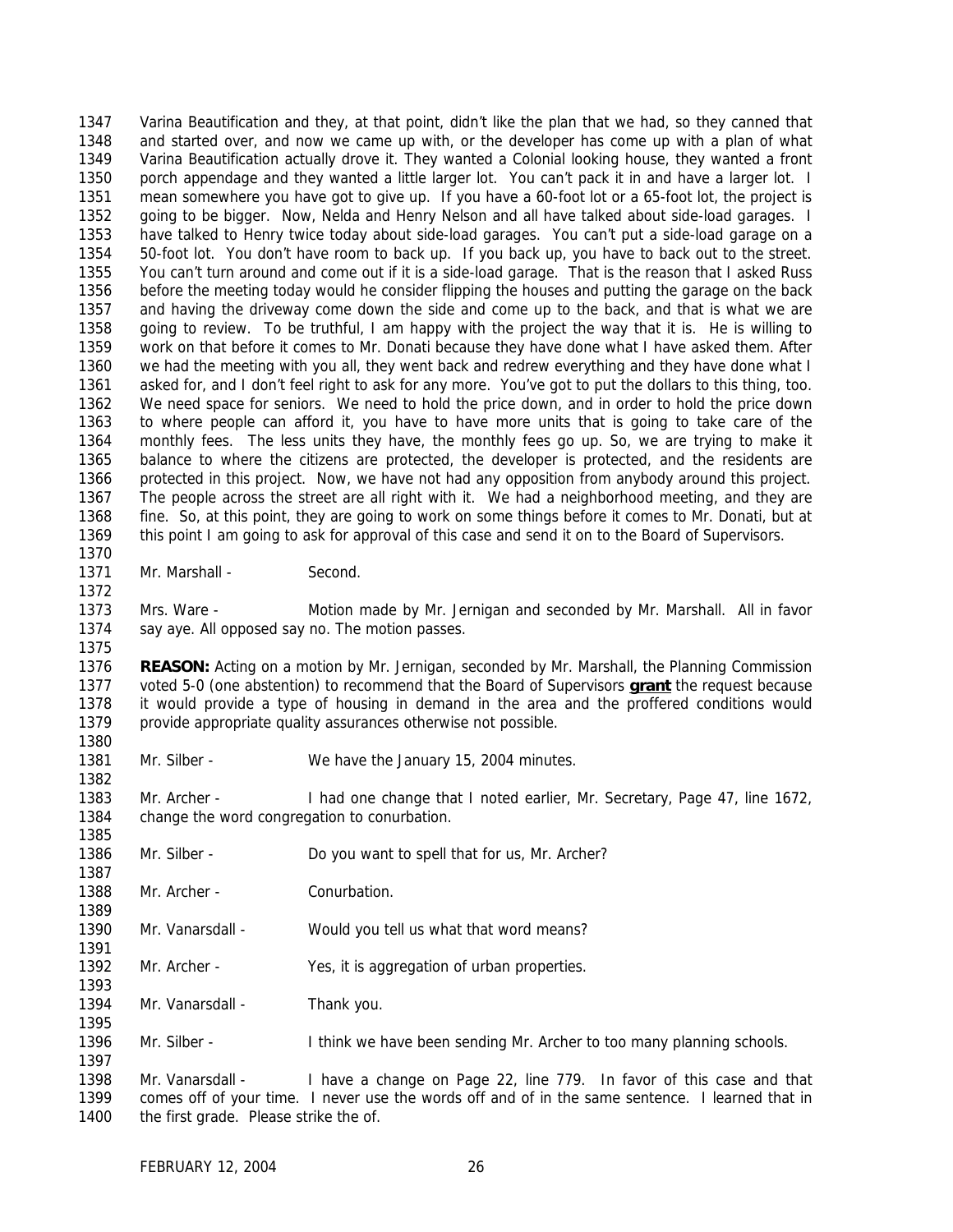Varina Beautification and they, at that point, didn't like the plan that we had, so they canned that and started over, and now we came up with, or the developer has come up with a plan of what Varina Beautification actually drove it. They wanted a Colonial looking house, they wanted a front porch appendage and they wanted a little larger lot. You can't pack it in and have a larger lot. I mean somewhere you have got to give up. If you have a 60-foot lot or a 65-foot lot, the project is going to be bigger. Now, Nelda and Henry Nelson and all have talked about side-load garages. I have talked to Henry twice today about side-load garages. You can't put a side-load garage on a 50-foot lot. You don't have room to back up. If you back up, you have to back out to the street. You can't turn around and come out if it is a side-load garage. That is the reason that I asked Russ before the meeting today would he consider flipping the houses and putting the garage on the back and having the driveway come down the side and come up to the back, and that is what we are going to review. To be truthful, I am happy with the project the way that it is. He is willing to work on that before it comes to Mr. Donati because they have done what I have asked them. After we had the meeting with you all, they went back and redrew everything and they have done what I asked for, and I don't feel right to ask for any more. You've got to put the dollars to this thing, too. We need space for seniors. We need to hold the price down, and in order to hold the price down to where people can afford it, you have to have more units that is going to take care of the monthly fees. The less units they have, the monthly fees go up. So, we are trying to make it balance to where the citizens are protected, the developer is protected, and the residents are protected in this project. Now, we have not had any opposition from anybody around this project. The people across the street are all right with it. We had a neighborhood meeting, and they are fine. So, at this point, they are going to work on some things before it comes to Mr. Donati, but at this point I am going to ask for approval of this case and send it on to the Board of Supervisors.

Mr. Marshall - Second.

Mrs. Ware - Motion made by Mr. Jernigan and seconded by Mr. Marshall. All in favor say aye. All opposed say no. The motion passes.

**REASON:** Acting on a motion by Mr. Jernigan, seconded by Mr. Marshall, the Planning Commission voted 5-0 (one abstention) to recommend that the Board of Supervisors **grant** the request because it would provide a type of housing in demand in the area and the proffered conditions would provide appropriate quality assurances otherwise not possible.

Mr. Silber - We have the January 15, 2004 minutes.

Mr. Archer - I had one change that I noted earlier, Mr. Secretary, Page 47, line 1672, change the word congregation to conurbation.

Mr. Silber - Do you want to spell that for us, Mr. Archer?

Mr. Archer - Conurbation.

Mr. Vanarsdall - Would you tell us what that word means?

Mr. Archer - Yes, it is aggregation of urban properties.

Mr. Vanarsdall - Thank you.

Mr. Silber - I think we have been sending Mr. Archer to too many planning schools.

Mr. Vanarsdall - I have a change on Page 22, line 779. In favor of this case and that comes off of your time. I never use the words off and of in the same sentence. I learned that in the first grade. Please strike the of.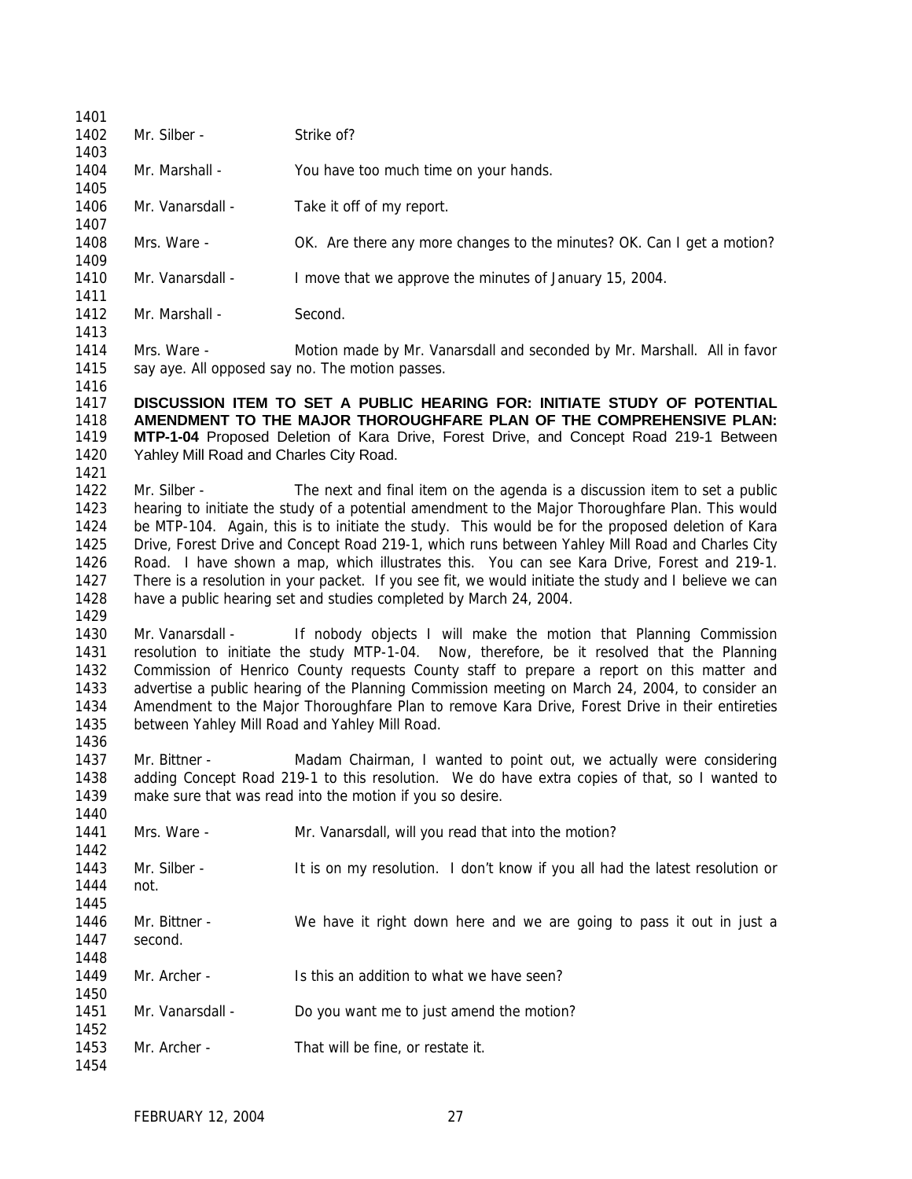Mr. Silber - Strike of?

Mr. Marshall - You have too much time on your hands.

Mr. Vanarsdall - Take it off of my report.

Mrs. Ware - OK. Are there any more changes to the minutes? OK. Can I get a motion?

Mr. Vanarsdall - I move that we approve the minutes of January 15, 2004.

Mr. Marshall - Second.

Mrs. Ware - Motion made by Mr. Vanarsdall and seconded by Mr. Marshall. All in favor say aye. All opposed say no. The motion passes.

**DISCUSSION ITEM TO SET A PUBLIC HEARING FOR: INITIATE STUDY OF POTENTIAL AMENDMENT TO THE MAJOR THOROUGHFARE PLAN OF THE COMPREHENSIVE PLAN: MTP-1-04** Proposed Deletion of Kara Drive, Forest Drive, and Concept Road 219-1 Between Yahley Mill Road and Charles City Road.

Mr. Silber - The next and final item on the agenda is a discussion item to set a public hearing to initiate the study of a potential amendment to the Major Thoroughfare Plan. This would be MTP-104. Again, this is to initiate the study. This would be for the proposed deletion of Kara Drive, Forest Drive and Concept Road 219-1, which runs between Yahley Mill Road and Charles City Road. I have shown a map, which illustrates this. You can see Kara Drive, Forest and 219-1. There is a resolution in your packet. If you see fit, we would initiate the study and I believe we can have a public hearing set and studies completed by March 24, 2004.

Mr. Vanarsdall - If nobody objects I will make the motion that Planning Commission resolution to initiate the study MTP-1-04. Now, therefore, be it resolved that the Planning Commission of Henrico County requests County staff to prepare a report on this matter and advertise a public hearing of the Planning Commission meeting on March 24, 2004, to consider an Amendment to the Major Thoroughfare Plan to remove Kara Drive, Forest Drive in their entireties between Yahley Mill Road and Yahley Mill Road.

Mr. Bittner - Madam Chairman, I wanted to point out, we actually were considering adding Concept Road 219-1 to this resolution. We do have extra copies of that, so I wanted to make sure that was read into the motion if you so desire.

Mrs. Ware - Mr. Vanarsdall, will you read that into the motion?

Mr. Silber - It is on my resolution. I don't know if you all had the latest resolution or not.

Mr. Bittner - We have it right down here and we are going to pass it out in just a second.

Mr. Archer - Is this an addition to what we have seen?

Mr. Vanarsdall - Do you want me to just amend the motion?

Mr. Archer - That will be fine, or restate it.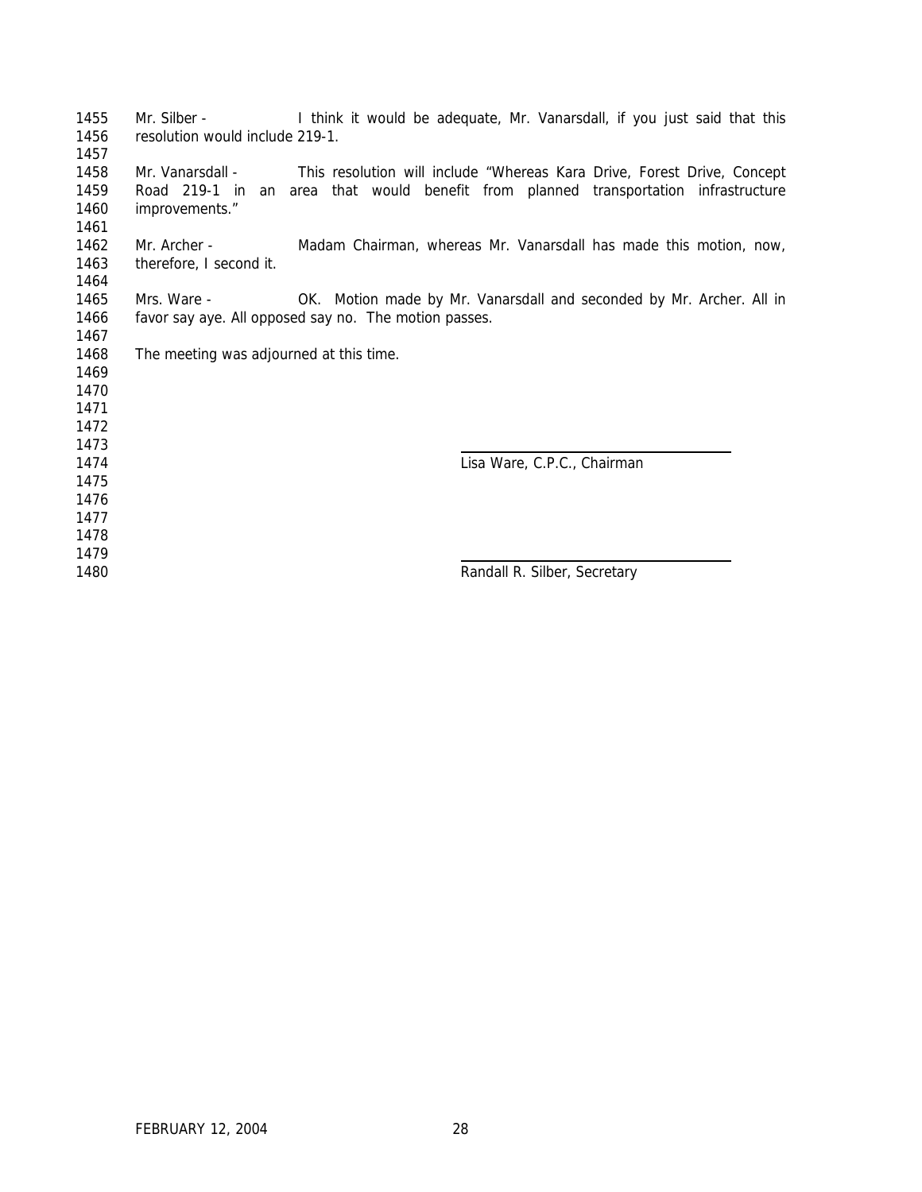Mr. Silber - I think it would be adequate, Mr. Vanarsdall, if you just said that this resolution would include 219-1.

Mr. Vanarsdall - This resolution will include "Whereas Kara Drive, Forest Drive, Concept Road 219-1 in an area that would benefit from planned transportation infrastructure improvements."

Mr. Archer - Madam Chairman, whereas Mr. Vanarsdall has made this motion, now, therefore, I second it.

Mrs. Ware - OK. Motion made by Mr. Vanarsdall and seconded by Mr. Archer. All in favor say aye. All opposed say no. The motion passes.

The meeting was adjourned at this time.

\_\_\_\_\_\_\_\_\_\_\_\_\_\_\_\_\_\_\_\_\_\_\_\_\_\_\_\_\_\_

Lisa Ware, C.P.C., Chairman

\_\_\_\_\_\_\_\_\_\_\_\_\_\_\_\_\_\_\_\_\_\_\_\_\_\_\_\_\_\_

Randall R. Silber, Secretary